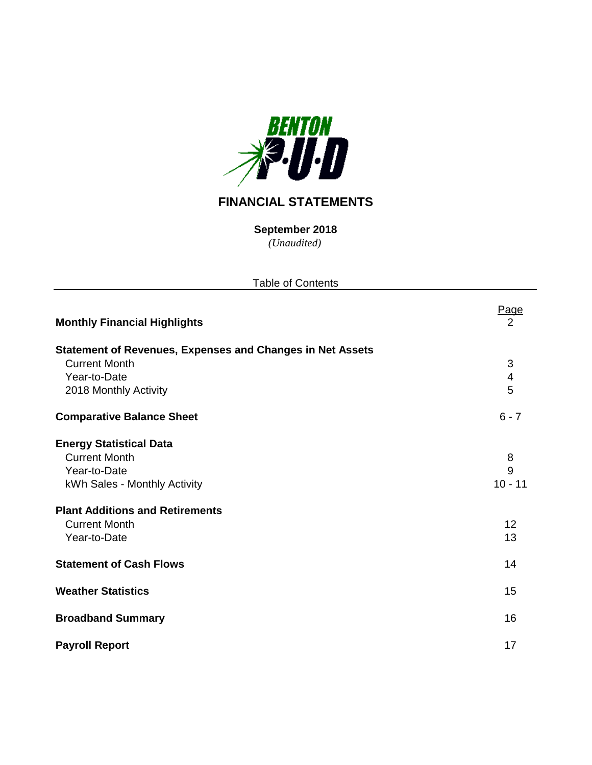# FINANCIAL STATEMENTS

**September 2018**

*(Unaudited)*

Table of Contents

| | Page |
|---|---|
| **Monthly Financial Highlights** | 2 |
| **Statement of Revenues, Expenses and Changes in Net Assets** | |
| Current Month | 3 |
| Year-to-Date | 4 |
| 2018 Monthly Activity | 5 |
| **Comparative Balance Sheet** | 6 - 7 |
| **Energy Statistical Data** | |
| Current Month | 8 |
| Year-to-Date | 9 |
| kWh Sales - Monthly Activity | 10 - 11 |
| **Plant Additions and Retirements** | |
| Current Month | 12 |
| Year-to-Date | 13 |
| **Statement of Cash Flows** | 14 |
| **Weather Statistics** | 15 |
| **Broadband Summary** | 16 |
| **Payroll Report** | 17 |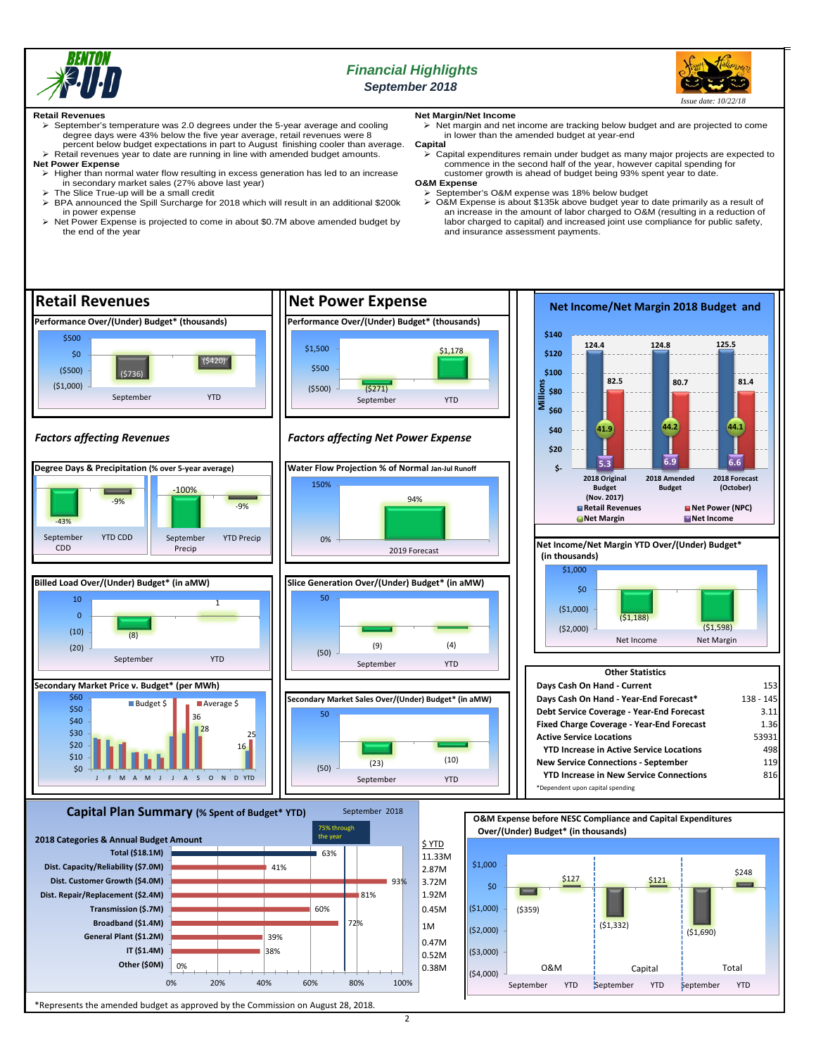# Financial Highlights

## September 2018

*Issue date: 10/22/18*

**Retail Revenues**

- September's temperature was 2.0 degrees under the 5-year average and cooling degree days were 43% below the five year average, retail revenues were 8 percent below budget expectations in part to August finishing cooler than average.
- Retail revenues year to date are running in line with amended budget amounts.

**Net Power Expense**

- Higher than normal water flow resulting in excess generation has led to an increase in secondary market sales (27% above last year)
- The Slice True-up will be a small credit
- BPA announced the Spill Surcharge for 2018 which will result in an additional $200k in power expense
- Net Power Expense is projected to come in about $0.7M above amended budget by the end of the year

**Net Margin/Net Income**

- Net margin and net income are tracking below budget and are projected to come in lower than the amended budget at year-end

**Capital**

- Capital expenditures remain under budget as many major projects are expected to commence in the second half of the year, however capital spending for customer growth is ahead of budget being 93% spent year to date.

**O&M Expense**

- September's O&M expense was 18% below budget
- O&M Expense is about $135k above budget year to date primarily as a result of an increase in the amount of labor charged to O&M (resulting in a reduction of labor charged to capital) and increased joint use compliance for public safety, and insurance assessment payments.

## Retail Revenues

**Performance Over/(Under) Budget* (thousands)**

| | September | YTD |
|---|---|---|
| Retail Revenues | ($736) | ($420) |

### Factors affecting Revenues

**Degree Days & Precipitation (% over 5-year average)**

| September CDD | YTD CDD | September Precip | YTD Precip |
|---|---|---|---|
| -43% | -9% | -100% | -9% |

**Billed Load Over/(Under) Budget* (in aMW)**

| September | YTD |
|---|---|
| (8) | 1 |

**Secondary Market Price v. Budget* (per MWh)**

(Chart: Budget $ and Average $ by month J, F, M, A, M, J, J, A, S, O, N, D, YTD; labeled values: 36, 28, 16, 25)

## Net Power Expense

**Performance Over/(Under) Budget* (thousands)**

| | September | YTD |
|---|---|---|
| Net Power Expense | ($271) | $1,178 |

### Factors affecting Net Power Expense

**Water Flow Projection % of Normal Jan-Jul Runoff**

| 2019 Forecast |
|---|
| 94% |

**Slice Generation Over/(Under) Budget* (in aMW)**

| September | YTD |
|---|---|
| (9) | (4) |

**Secondary Market Sales Over/(Under) Budget* (in aMW)**

| September | YTD |
|---|---|
| (23) | (10) |

## Net Income/Net Margin 2018 Budget and

(Millions)

| | 2018 Original Budget (Nov. 2017) | 2018 Amended Budget | 2018 Forecast (October) |
|---|---|---|---|
| Retail Revenues | 124.4 | 124.8 | 125.5 |
| Net Power (NPC) | 82.5 | 80.7 | 81.4 |
| Net Margin | 41.9 | 44.2 | 44.1 |
| Net Income | 5.3 | 6.9 | 6.6 |

**Net Income/Net Margin YTD Over/(Under) Budget* (in thousands)**

| Net Income | Net Margin |
|---|---|
| ($1,188) | ($1,598) |

**Other Statistics**

| | |
|---|---|
| Days Cash On Hand - Current | 153 |
| Days Cash On Hand - Year-End Forecast* | 138 - 145 |
| Debt Service Coverage - Year-End Forecast | 3.11 |
| Fixed Charge Coverage - Year-End Forecast | 1.36 |
| Active Service Locations | 53931 |
| YTD Increase in Active Service Locations | 498 |
| New Service Connections - September | 119 |
| YTD Increase in New Service Connections | 816 |

*Dependent upon capital spending

## Capital Plan Summary (% Spent of Budget* YTD)

September 2018 — 75% through the year

| 2018 Categories & Annual Budget Amount | % Spent | $ YTD |
|---|---|---|
| Total ($18.1M) | 63% | 11.33M |
| Dist. Capacity/Reliability ($7.0M) | 41% | 2.87M |
| Dist. Customer Growth ($4.0M) | 93% | 3.72M |
| Dist. Repair/Replacement ($2.4M) | 81% | 1.92M |
| Transmission ($.7M) | 60% | 0.45M |
| Broadband ($1.4M) | 72% | 1M |
| General Plant ($1.2M) | 39% | 0.47M |
| IT ($1.4M) | 38% | 0.52M |
| Other ($0M) | 0% | 0.38M |

**O&M Expense before NESC Compliance and Capital Expenditures Over/(Under) Budget* (in thousands)**

| | September | YTD |
|---|---|---|
| O&M | ($359) | $127 |
| Capital | ($1,332) | $121 |
| Total | ($1,690) | $248 |

*Represents the amended budget as approved by the Commission on August 28, 2018.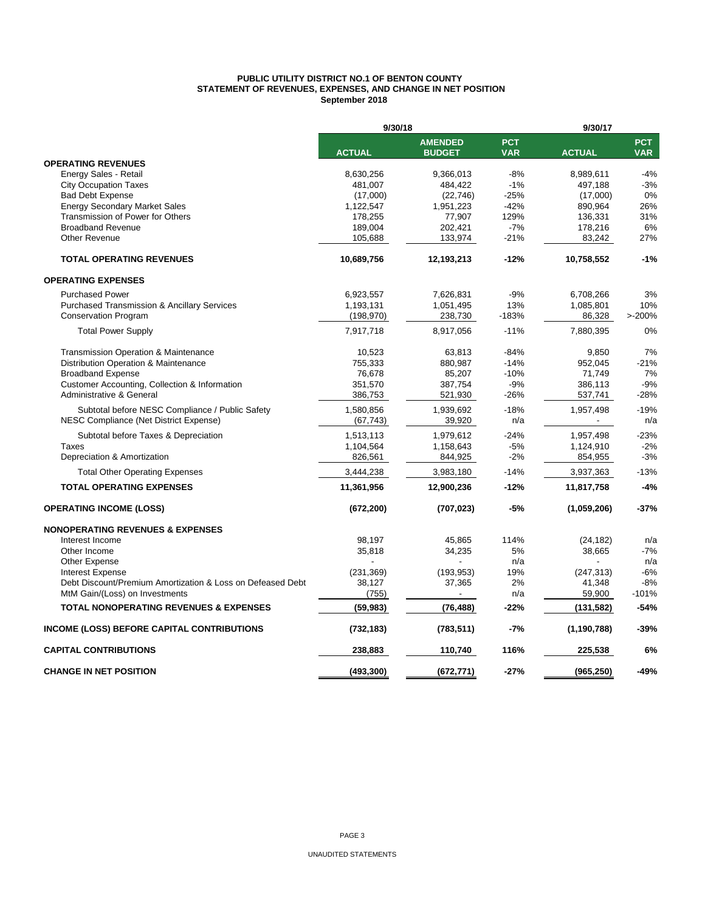**PUBLIC UTILITY DISTRICT NO.1 OF BENTON COUNTY**
**STATEMENT OF REVENUES, EXPENSES, AND CHANGE IN NET POSITION**
**September 2018**

| | 9/30/18 | | | 9/30/17 | |
|---|---|---|---|---|---|
| | **ACTUAL** | **AMENDED BUDGET** | **PCT VAR** | **ACTUAL** | **PCT VAR** |
| **OPERATING REVENUES** | | | | | |
| Energy Sales - Retail | 8,630,256 | 9,366,013 | -8% | 8,989,611 | -4% |
| City Occupation Taxes | 481,007 | 484,422 | -1% | 497,188 | -3% |
| Bad Debt Expense | (17,000) | (22,746) | -25% | (17,000) | 0% |
| Energy Secondary Market Sales | 1,122,547 | 1,951,223 | -42% | 890,964 | 26% |
| Transmission of Power for Others | 178,255 | 77,907 | 129% | 136,331 | 31% |
| Broadband Revenue | 189,004 | 202,421 | -7% | 178,216 | 6% |
| Other Revenue | 105,688 | 133,974 | -21% | 83,242 | 27% |
| **TOTAL OPERATING REVENUES** | **10,689,756** | **12,193,213** | **-12%** | **10,758,552** | **-1%** |
| **OPERATING EXPENSES** | | | | | |
| Purchased Power | 6,923,557 | 7,626,831 | -9% | 6,708,266 | 3% |
| Purchased Transmission & Ancillary Services | 1,193,131 | 1,051,495 | 13% | 1,085,801 | 10% |
| Conservation Program | (198,970) | 238,730 | -183% | 86,328 | >-200% |
| Total Power Supply | 7,917,718 | 8,917,056 | -11% | 7,880,395 | 0% |
| Transmission Operation & Maintenance | 10,523 | 63,813 | -84% | 9,850 | 7% |
| Distribution Operation & Maintenance | 755,333 | 880,987 | -14% | 952,045 | -21% |
| Broadband Expense | 76,678 | 85,207 | -10% | 71,749 | 7% |
| Customer Accounting, Collection & Information | 351,570 | 387,754 | -9% | 386,113 | -9% |
| Administrative & General | 386,753 | 521,930 | -26% | 537,741 | -28% |
| Subtotal before NESC Compliance / Public Safety | 1,580,856 | 1,939,692 | -18% | 1,957,498 | -19% |
| NESC Compliance (Net District Expense) | (67,743) | 39,920 | n/a | - | n/a |
| Subtotal before Taxes & Depreciation | 1,513,113 | 1,979,612 | -24% | 1,957,498 | -23% |
| Taxes | 1,104,564 | 1,158,643 | -5% | 1,124,910 | -2% |
| Depreciation & Amortization | 826,561 | 844,925 | -2% | 854,955 | -3% |
| Total Other Operating Expenses | 3,444,238 | 3,983,180 | -14% | 3,937,363 | -13% |
| **TOTAL OPERATING EXPENSES** | **11,361,956** | **12,900,236** | **-12%** | **11,817,758** | **-4%** |
| **OPERATING INCOME (LOSS)** | **(672,200)** | **(707,023)** | **-5%** | **(1,059,206)** | **-37%** |
| **NONOPERATING REVENUES & EXPENSES** | | | | | |
| Interest Income | 98,197 | 45,865 | 114% | (24,182) | n/a |
| Other Income | 35,818 | 34,235 | 5% | 38,665 | -7% |
| Other Expense | - | - | n/a | - | n/a |
| Interest Expense | (231,369) | (193,953) | 19% | (247,313) | -6% |
| Debt Discount/Premium Amortization & Loss on Defeased Debt | 38,127 | 37,365 | 2% | 41,348 | -8% |
| MtM Gain/(Loss) on Investments | (755) | - | n/a | 59,900 | -101% |
| **TOTAL NONOPERATING REVENUES & EXPENSES** | **(59,983)** | **(76,488)** | **-22%** | **(131,582)** | **-54%** |
| **INCOME (LOSS) BEFORE CAPITAL CONTRIBUTIONS** | **(732,183)** | **(783,511)** | **-7%** | **(1,190,788)** | **-39%** |
| **CAPITAL CONTRIBUTIONS** | **238,883** | **110,740** | **116%** | **225,538** | **6%** |
| **CHANGE IN NET POSITION** | **(493,300)** | **(672,771)** | **-27%** | **(965,250)** | **-49%** |

UNAUDITED STATEMENTS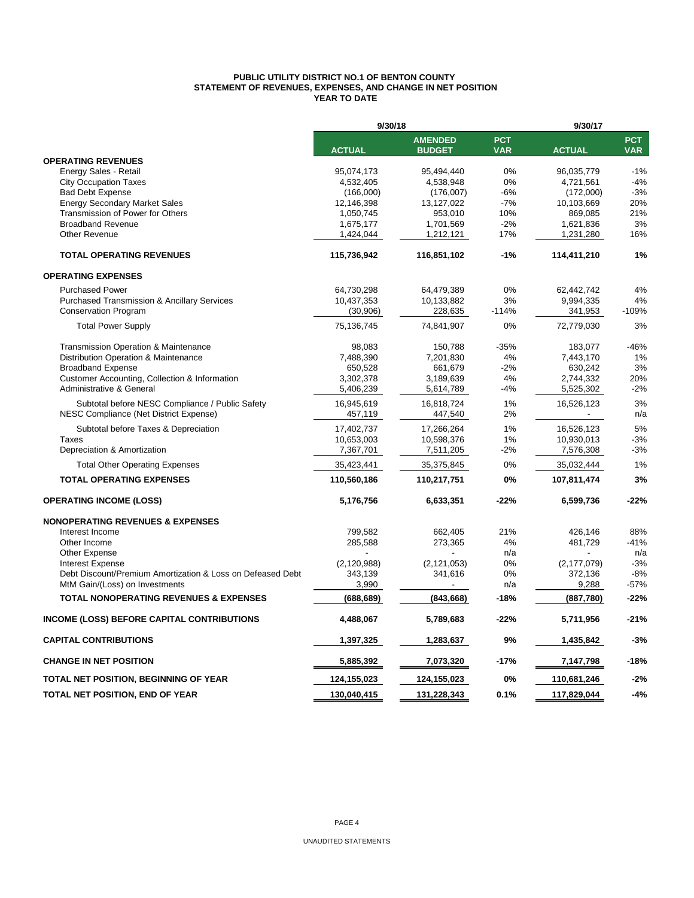# PUBLIC UTILITY DISTRICT NO.1 OF BENTON COUNTY
## STATEMENT OF REVENUES, EXPENSES, AND CHANGE IN NET POSITION
### YEAR TO DATE

| | 9/30/18 | | | 9/30/17 | |
|---|---|---|---|---|---|
| | **ACTUAL** | **AMENDED BUDGET** | **PCT VAR** | **ACTUAL** | **PCT VAR** |
| **OPERATING REVENUES** | | | | | |
| Energy Sales - Retail | 95,074,173 | 95,494,440 | 0% | 96,035,779 | -1% |
| City Occupation Taxes | 4,532,405 | 4,538,948 | 0% | 4,721,561 | -4% |
| Bad Debt Expense | (166,000) | (176,007) | -6% | (172,000) | -3% |
| Energy Secondary Market Sales | 12,146,398 | 13,127,022 | -7% | 10,103,669 | 20% |
| Transmission of Power for Others | 1,050,745 | 953,010 | 10% | 869,085 | 21% |
| Broadband Revenue | 1,675,177 | 1,701,569 | -2% | 1,621,836 | 3% |
| Other Revenue | 1,424,044 | 1,212,121 | 17% | 1,231,280 | 16% |
| **TOTAL OPERATING REVENUES** | **115,736,942** | **116,851,102** | **-1%** | **114,411,210** | **1%** |
| **OPERATING EXPENSES** | | | | | |
| Purchased Power | 64,730,298 | 64,479,389 | 0% | 62,442,742 | 4% |
| Purchased Transmission & Ancillary Services | 10,437,353 | 10,133,882 | 3% | 9,994,335 | 4% |
| Conservation Program | (30,906) | 228,635 | -114% | 341,953 | -109% |
| Total Power Supply | 75,136,745 | 74,841,907 | 0% | 72,779,030 | 3% |
| Transmission Operation & Maintenance | 98,083 | 150,788 | -35% | 183,077 | -46% |
| Distribution Operation & Maintenance | 7,488,390 | 7,201,830 | 4% | 7,443,170 | 1% |
| Broadband Expense | 650,528 | 661,679 | -2% | 630,242 | 3% |
| Customer Accounting, Collection & Information | 3,302,378 | 3,189,639 | 4% | 2,744,332 | 20% |
| Administrative & General | 5,406,239 | 5,614,789 | -4% | 5,525,302 | -2% |
| Subtotal before NESC Compliance / Public Safety | 16,945,619 | 16,818,724 | 1% | 16,526,123 | 3% |
| NESC Compliance (Net District Expense) | 457,119 | 447,540 | 2% | - | n/a |
| Subtotal before Taxes & Depreciation | 17,402,737 | 17,266,264 | 1% | 16,526,123 | 5% |
| Taxes | 10,653,003 | 10,598,376 | 1% | 10,930,013 | -3% |
| Depreciation & Amortization | 7,367,701 | 7,511,205 | -2% | 7,576,308 | -3% |
| Total Other Operating Expenses | 35,423,441 | 35,375,845 | 0% | 35,032,444 | 1% |
| **TOTAL OPERATING EXPENSES** | **110,560,186** | **110,217,751** | **0%** | **107,811,474** | **3%** |
| **OPERATING INCOME (LOSS)** | **5,176,756** | **6,633,351** | **-22%** | **6,599,736** | **-22%** |
| **NONOPERATING REVENUES & EXPENSES** | | | | | |
| Interest Income | 799,582 | 662,405 | 21% | 426,146 | 88% |
| Other Income | 285,588 | 273,365 | 4% | 481,729 | -41% |
| Other Expense | - | - | n/a | - | n/a |
| Interest Expense | (2,120,988) | (2,121,053) | 0% | (2,177,079) | -3% |
| Debt Discount/Premium Amortization & Loss on Defeased Debt | 343,139 | 341,616 | 0% | 372,136 | -8% |
| MtM Gain/(Loss) on Investments | 3,990 | - | n/a | 9,288 | -57% |
| **TOTAL NONOPERATING REVENUES & EXPENSES** | **(688,689)** | **(843,668)** | **-18%** | **(887,780)** | **-22%** |
| **INCOME (LOSS) BEFORE CAPITAL CONTRIBUTIONS** | **4,488,067** | **5,789,683** | **-22%** | **5,711,956** | **-21%** |
| **CAPITAL CONTRIBUTIONS** | **1,397,325** | **1,283,637** | **9%** | **1,435,842** | **-3%** |
| **CHANGE IN NET POSITION** | **5,885,392** | **7,073,320** | **-17%** | **7,147,798** | **-18%** |
| **TOTAL NET POSITION, BEGINNING OF YEAR** | **124,155,023** | **124,155,023** | **0%** | **110,681,246** | **-2%** |
| **TOTAL NET POSITION, END OF YEAR** | **130,040,415** | **131,228,343** | **0.1%** | **117,829,044** | **-4%** |

UNAUDITED STATEMENTS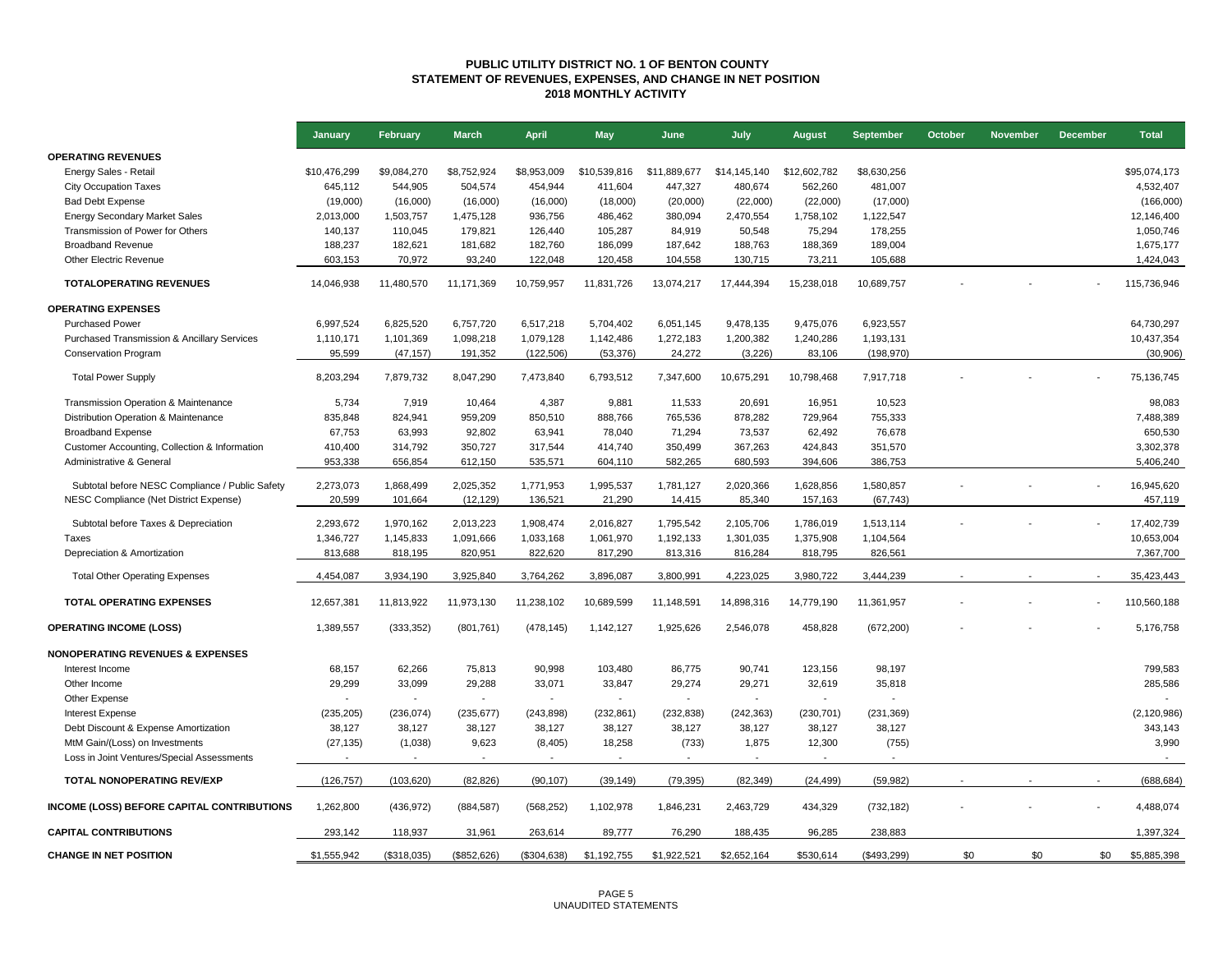# PUBLIC UTILITY DISTRICT NO. 1 OF BENTON COUNTY
## STATEMENT OF REVENUES, EXPENSES, AND CHANGE IN NET POSITION
### 2018 MONTHLY ACTIVITY

| | January | February | March | April | May | June | July | August | September | October | November | December | Total |
|---|---|---|---|---|---|---|---|---|---|---|---|---|---|
| **OPERATING REVENUES** | | | | | | | | | | | | | |
| Energy Sales - Retail | $10,476,299 | $9,084,270 | $8,752,924 | $8,953,009 | $10,539,816 | $11,889,677 | $14,145,140 | $12,602,782 | $8,630,256 | | | | $95,074,173 |
| City Occupation Taxes | 645,112 | 544,905 | 504,574 | 454,944 | 411,604 | 447,327 | 480,674 | 562,260 | 481,007 | | | | 4,532,407 |
| Bad Debt Expense | (19,000) | (16,000) | (16,000) | (16,000) | (18,000) | (20,000) | (22,000) | (22,000) | (17,000) | | | | (166,000) |
| Energy Secondary Market Sales | 2,013,000 | 1,503,757 | 1,475,128 | 936,756 | 486,462 | 380,094 | 2,470,554 | 1,758,102 | 1,122,547 | | | | 12,146,400 |
| Transmission of Power for Others | 140,137 | 110,045 | 179,821 | 126,440 | 105,287 | 84,919 | 50,548 | 75,294 | 178,255 | | | | 1,050,746 |
| Broadband Revenue | 188,237 | 182,621 | 181,682 | 182,760 | 186,099 | 187,642 | 188,763 | 188,369 | 189,004 | | | | 1,675,177 |
| Other Electric Revenue | 603,153 | 70,972 | 93,240 | 122,048 | 120,458 | 104,558 | 130,715 | 73,211 | 105,688 | | | | 1,424,043 |
| **TOTALOPERATING REVENUES** | 14,046,938 | 11,480,570 | 11,171,369 | 10,759,957 | 11,831,726 | 13,074,217 | 17,444,394 | 15,238,018 | 10,689,757 | - | - | - | 115,736,946 |
| **OPERATING EXPENSES** | | | | | | | | | | | | | |
| Purchased Power | 6,997,524 | 6,825,520 | 6,757,720 | 6,517,218 | 5,704,402 | 6,051,145 | 9,478,135 | 9,475,076 | 6,923,557 | | | | 64,730,297 |
| Purchased Transmission & Ancillary Services | 1,110,171 | 1,101,369 | 1,098,218 | 1,079,128 | 1,142,486 | 1,272,183 | 1,200,382 | 1,240,286 | 1,193,131 | | | | 10,437,354 |
| Conservation Program | 95,599 | (47,157) | 191,352 | (122,506) | (53,376) | 24,272 | (3,226) | 83,106 | (198,970) | | | | (30,906) |
| Total Power Supply | 8,203,294 | 7,879,732 | 8,047,290 | 7,473,840 | 6,793,512 | 7,347,600 | 10,675,291 | 10,798,468 | 7,917,718 | - | - | - | 75,136,745 |
| Transmission Operation & Maintenance | 5,734 | 7,919 | 10,464 | 4,387 | 9,881 | 11,533 | 20,691 | 16,951 | 10,523 | | | | 98,083 |
| Distribution Operation & Maintenance | 835,848 | 824,941 | 959,209 | 850,510 | 888,766 | 765,536 | 878,282 | 729,964 | 755,333 | | | | 7,488,389 |
| Broadband Expense | 67,753 | 63,993 | 92,802 | 63,941 | 78,040 | 71,294 | 73,537 | 62,492 | 76,678 | | | | 650,530 |
| Customer Accounting, Collection & Information | 410,400 | 314,792 | 350,727 | 317,544 | 414,740 | 350,499 | 367,263 | 424,843 | 351,570 | | | | 3,302,378 |
| Administrative & General | 953,338 | 656,854 | 612,150 | 535,571 | 604,110 | 582,265 | 680,593 | 394,606 | 386,753 | | | | 5,406,240 |
| Subtotal before NESC Compliance / Public Safety | 2,273,073 | 1,868,499 | 2,025,352 | 1,771,953 | 1,995,537 | 1,781,127 | 2,020,366 | 1,628,856 | 1,580,857 | - | - | - | 16,945,620 |
| NESC Compliance (Net District Expense) | 20,599 | 101,664 | (12,129) | 136,521 | 21,290 | 14,415 | 85,340 | 157,163 | (67,743) | | | | 457,119 |
| Subtotal before Taxes & Depreciation | 2,293,672 | 1,970,162 | 2,013,223 | 1,908,474 | 2,016,827 | 1,795,542 | 2,105,706 | 1,786,019 | 1,513,114 | - | - | - | 17,402,739 |
| Taxes | 1,346,727 | 1,145,833 | 1,091,666 | 1,033,168 | 1,061,970 | 1,192,133 | 1,301,035 | 1,375,908 | 1,104,564 | | | | 10,653,004 |
| Depreciation & Amortization | 813,688 | 818,195 | 820,951 | 822,620 | 817,290 | 813,316 | 816,284 | 818,795 | 826,561 | | | | 7,367,700 |
| Total Other Operating Expenses | 4,454,087 | 3,934,190 | 3,925,840 | 3,764,262 | 3,896,087 | 3,800,991 | 4,223,025 | 3,980,722 | 3,444,239 | - | - | - | 35,423,443 |
| **TOTAL OPERATING EXPENSES** | 12,657,381 | 11,813,922 | 11,973,130 | 11,238,102 | 10,689,599 | 11,148,591 | 14,898,316 | 14,779,190 | 11,361,957 | - | - | - | 110,560,188 |
| **OPERATING INCOME (LOSS)** | 1,389,557 | (333,352) | (801,761) | (478,145) | 1,142,127 | 1,925,626 | 2,546,078 | 458,828 | (672,200) | - | - | - | 5,176,758 |
| **NONOPERATING REVENUES & EXPENSES** | | | | | | | | | | | | | |
| Interest Income | 68,157 | 62,266 | 75,813 | 90,998 | 103,480 | 86,775 | 90,741 | 123,156 | 98,197 | | | | 799,583 |
| Other Income | 29,299 | 33,099 | 29,288 | 33,071 | 33,847 | 29,274 | 29,271 | 32,619 | 35,818 | | | | 285,586 |
| Other Expense | - | - | - | - | - | - | - | - | - | | | | - |
| Interest Expense | (235,205) | (236,074) | (235,677) | (243,898) | (232,861) | (232,838) | (242,363) | (230,701) | (231,369) | | | | (2,120,986) |
| Debt Discount & Expense Amortization | 38,127 | 38,127 | 38,127 | 38,127 | 38,127 | 38,127 | 38,127 | 38,127 | 38,127 | | | | 343,143 |
| MtM Gain/(Loss) on Investments | (27,135) | (1,038) | 9,623 | (8,405) | 18,258 | (733) | 1,875 | 12,300 | (755) | | | | 3,990 |
| Loss in Joint Ventures/Special Assessments | - | - | - | - | - | - | - | - | - | | | | - |
| **TOTAL NONOPERATING REV/EXP** | (126,757) | (103,620) | (82,826) | (90,107) | (39,149) | (79,395) | (82,349) | (24,499) | (59,982) | - | - | - | (688,684) |
| **INCOME (LOSS) BEFORE CAPITAL CONTRIBUTIONS** | 1,262,800 | (436,972) | (884,587) | (568,252) | 1,102,978 | 1,846,231 | 2,463,729 | 434,329 | (732,182) | - | - | - | 4,488,074 |
| **CAPITAL CONTRIBUTIONS** | 293,142 | 118,937 | 31,961 | 263,614 | 89,777 | 76,290 | 188,435 | 96,285 | 238,883 | | | | 1,397,324 |
| **CHANGE IN NET POSITION** | $1,555,942 | ($318,035) | ($852,626) | ($304,638) | $1,192,755 | $1,922,521 | $2,652,164 | $530,614 | ($493,299) | $0 | $0 | $0 | $5,885,398 |

UNAUDITED STATEMENTS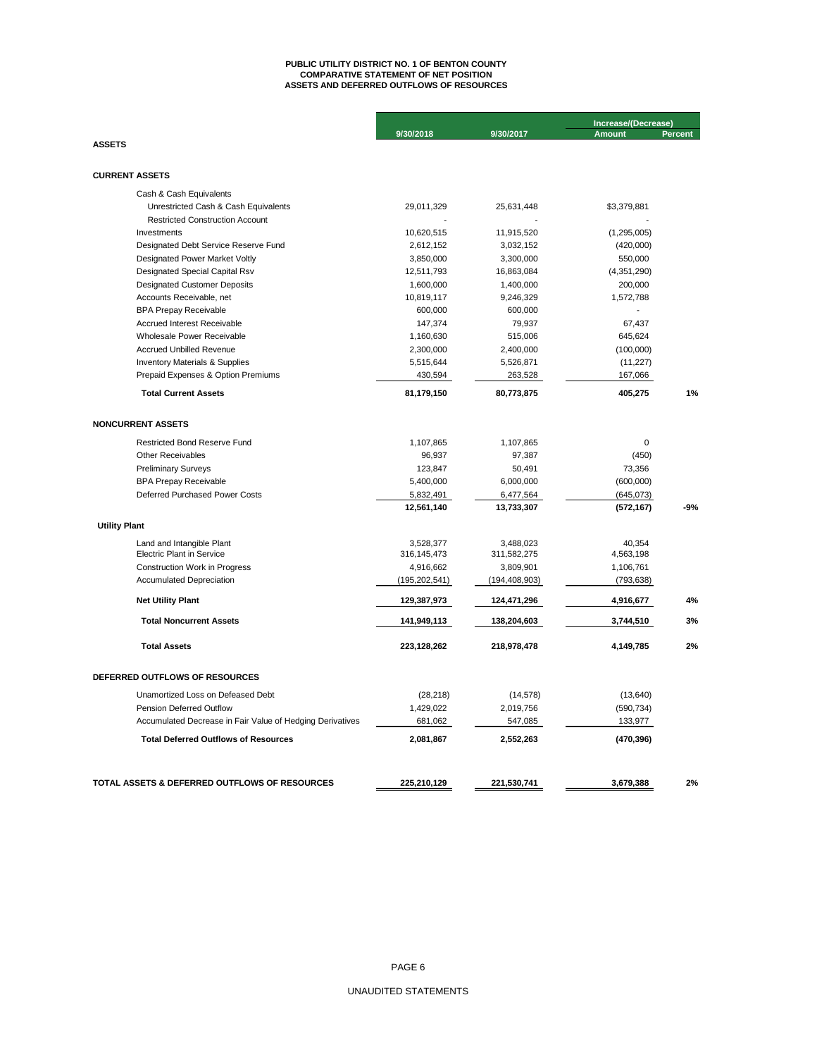# PUBLIC UTILITY DISTRICT NO. 1 OF BENTON COUNTY
## COMPARATIVE STATEMENT OF NET POSITION
## ASSETS AND DEFERRED OUTFLOWS OF RESOURCES

| | 9/30/2018 | 9/30/2017 | Increase/(Decrease) Amount | Percent |
|---|---|---|---|---|
| **ASSETS** | | | | |
| | | | | |
| **CURRENT ASSETS** | | | | |
| Cash & Cash Equivalents | | | | |
| Unrestricted Cash & Cash Equivalents | 29,011,329 | 25,631,448 | $3,379,881 | |
| Restricted Construction Account | - | - | - | |
| Investments | 10,620,515 | 11,915,520 | (1,295,005) | |
| Designated Debt Service Reserve Fund | 2,612,152 | 3,032,152 | (420,000) | |
| Designated Power Market Voltly | 3,850,000 | 3,300,000 | 550,000 | |
| Designated Special Capital Rsv | 12,511,793 | 16,863,084 | (4,351,290) | |
| Designated Customer Deposits | 1,600,000 | 1,400,000 | 200,000 | |
| Accounts Receivable, net | 10,819,117 | 9,246,329 | 1,572,788 | |
| BPA Prepay Receivable | 600,000 | 600,000 | - | |
| Accrued Interest Receivable | 147,374 | 79,937 | 67,437 | |
| Wholesale Power Receivable | 1,160,630 | 515,006 | 645,624 | |
| Accrued Unbilled Revenue | 2,300,000 | 2,400,000 | (100,000) | |
| Inventory Materials & Supplies | 5,515,644 | 5,526,871 | (11,227) | |
| Prepaid Expenses & Option Premiums | 430,594 | 263,528 | 167,066 | |
| **Total Current Assets** | **81,179,150** | **80,773,875** | **405,275** | **1%** |
| | | | | |
| **NONCURRENT ASSETS** | | | | |
| Restricted Bond Reserve Fund | 1,107,865 | 1,107,865 | 0 | |
| Other Receivables | 96,937 | 97,387 | (450) | |
| Preliminary Surveys | 123,847 | 50,491 | 73,356 | |
| BPA Prepay Receivable | 5,400,000 | 6,000,000 | (600,000) | |
| Deferred Purchased Power Costs | 5,832,491 | 6,477,564 | (645,073) | |
| | **12,561,140** | **13,733,307** | **(572,167)** | **-9%** |
| **Utility Plant** | | | | |
| Land and Intangible Plant | 3,528,377 | 3,488,023 | 40,354 | |
| Electric Plant in Service | 316,145,473 | 311,582,275 | 4,563,198 | |
| Construction Work in Progress | 4,916,662 | 3,809,901 | 1,106,761 | |
| Accumulated Depreciation | (195,202,541) | (194,408,903) | (793,638) | |
| **Net Utility Plant** | **129,387,973** | **124,471,296** | **4,916,677** | **4%** |
| **Total Noncurrent Assets** | **141,949,113** | **138,204,603** | **3,744,510** | **3%** |
| **Total Assets** | **223,128,262** | **218,978,478** | **4,149,785** | **2%** |
| | | | | |
| **DEFERRED OUTFLOWS OF RESOURCES** | | | | |
| Unamortized Loss on Defeased Debt | (28,218) | (14,578) | (13,640) | |
| Pension Deferred Outflow | 1,429,022 | 2,019,756 | (590,734) | |
| Accumulated Decrease in Fair Value of Hedging Derivatives | 681,062 | 547,085 | 133,977 | |
| **Total Deferred Outflows of Resources** | **2,081,867** | **2,552,263** | **(470,396)** | |
| | | | | |
| **TOTAL ASSETS & DEFERRED OUTFLOWS OF RESOURCES** | **225,210,129** | **221,530,741** | **3,679,388** | **2%** |

UNAUDITED STATEMENTS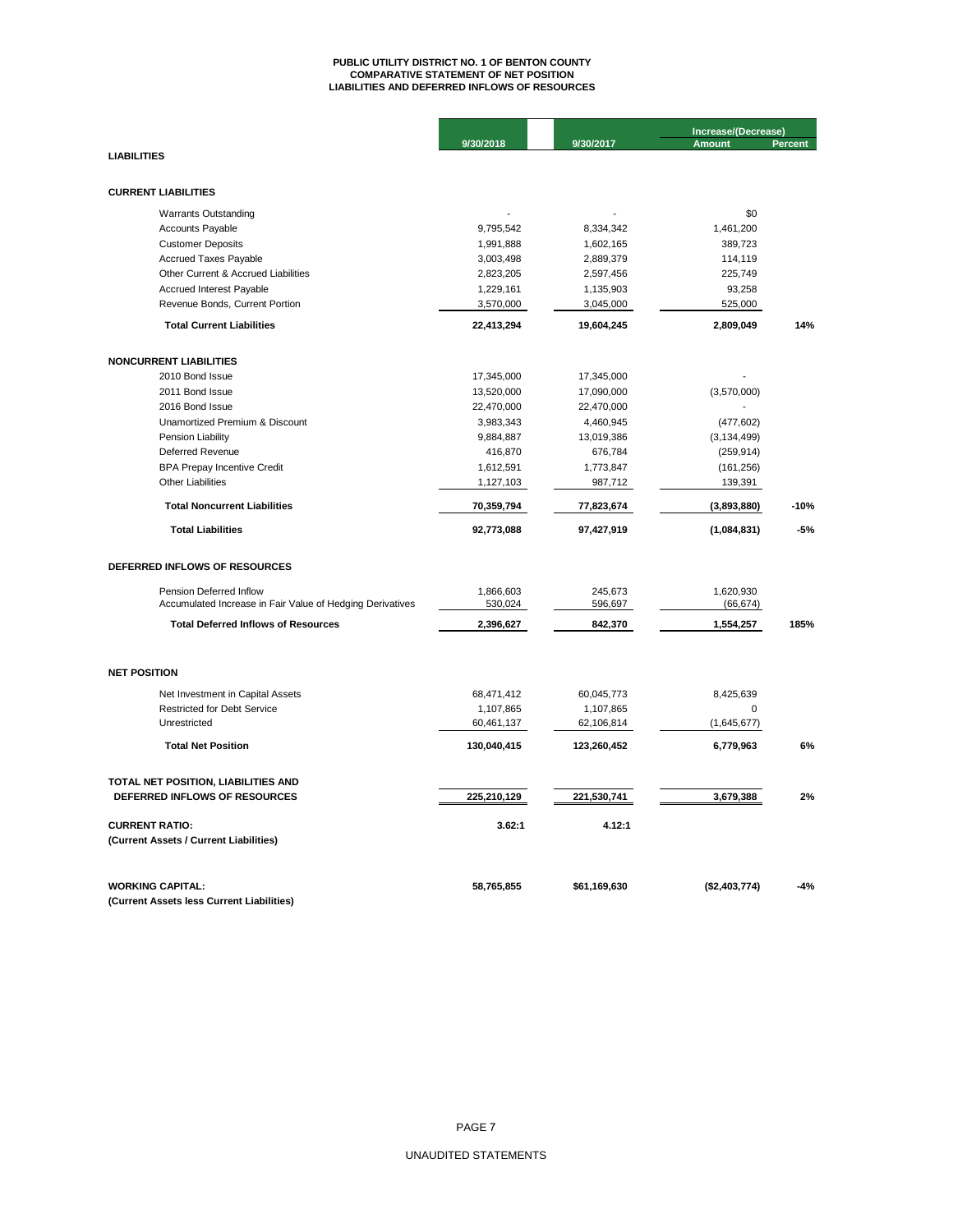**PUBLIC UTILITY DISTRICT NO. 1 OF BENTON COUNTY**
**COMPARATIVE STATEMENT OF NET POSITION**
**LIABILITIES AND DEFERRED INFLOWS OF RESOURCES**

| | 9/30/2018 | 9/30/2017 | Increase/(Decrease) Amount | Percent |
|---|---|---|---|---|
| **LIABILITIES** | | | | |
| **CURRENT LIABILITIES** | | | | |
| Warrants Outstanding | - | - | $0 | |
| Accounts Payable | 9,795,542 | 8,334,342 | 1,461,200 | |
| Customer Deposits | 1,991,888 | 1,602,165 | 389,723 | |
| Accrued Taxes Payable | 3,003,498 | 2,889,379 | 114,119 | |
| Other Current & Accrued Liabilities | 2,823,205 | 2,597,456 | 225,749 | |
| Accrued Interest Payable | 1,229,161 | 1,135,903 | 93,258 | |
| Revenue Bonds, Current Portion | 3,570,000 | 3,045,000 | 525,000 | |
| **Total Current Liabilities** | **22,413,294** | **19,604,245** | **2,809,049** | **14%** |
| **NONCURRENT LIABILITIES** | | | | |
| 2010 Bond Issue | 17,345,000 | 17,345,000 | - | |
| 2011 Bond Issue | 13,520,000 | 17,090,000 | (3,570,000) | |
| 2016 Bond Issue | 22,470,000 | 22,470,000 | - | |
| Unamortized Premium & Discount | 3,983,343 | 4,460,945 | (477,602) | |
| Pension Liability | 9,884,887 | 13,019,386 | (3,134,499) | |
| Deferred Revenue | 416,870 | 676,784 | (259,914) | |
| BPA Prepay Incentive Credit | 1,612,591 | 1,773,847 | (161,256) | |
| Other Liabilities | 1,127,103 | 987,712 | 139,391 | |
| **Total Noncurrent Liabilities** | **70,359,794** | **77,823,674** | **(3,893,880)** | **-10%** |
| **Total Liabilities** | **92,773,088** | **97,427,919** | **(1,084,831)** | **-5%** |
| **DEFERRED INFLOWS OF RESOURCES** | | | | |
| Pension Deferred Inflow | 1,866,603 | 245,673 | 1,620,930 | |
| Accumulated Increase in Fair Value of Hedging Derivatives | 530,024 | 596,697 | (66,674) | |
| **Total Deferred Inflows of Resources** | **2,396,627** | **842,370** | **1,554,257** | **185%** |
| **NET POSITION** | | | | |
| Net Investment in Capital Assets | 68,471,412 | 60,045,773 | 8,425,639 | |
| Restricted for Debt Service | 1,107,865 | 1,107,865 | 0 | |
| Unrestricted | 60,461,137 | 62,106,814 | (1,645,677) | |
| **Total Net Position** | **130,040,415** | **123,260,452** | **6,779,963** | **6%** |
| **TOTAL NET POSITION, LIABILITIES AND DEFERRED INFLOWS OF RESOURCES** | **225,210,129** | **221,530,741** | **3,679,388** | **2%** |
| **CURRENT RATIO:** **(Current Assets / Current Liabilities)** | **3.62:1** | **4.12:1** | | |
| **WORKING CAPITAL:** **(Current Assets less Current Liabilities)** | **58,765,855** | **$61,169,630** | **($2,403,774)** | **-4%** |

UNAUDITED STATEMENTS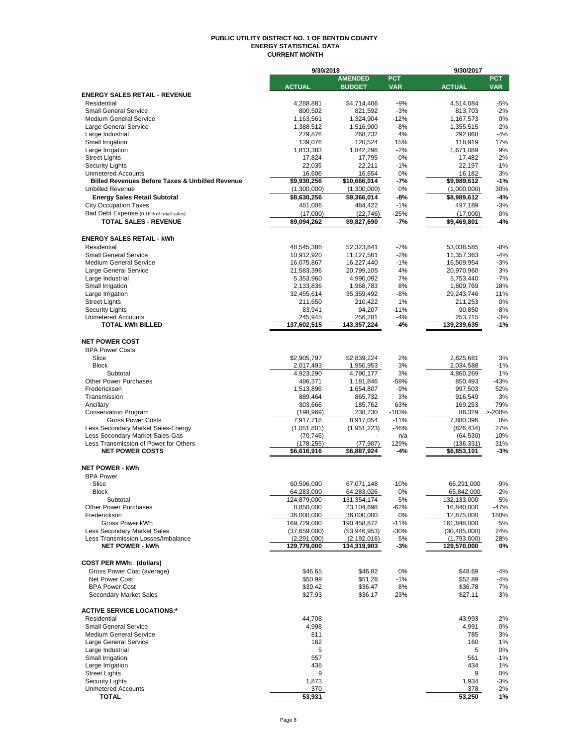# PUBLIC UTILITY DISTRICT NO. 1 OF BENTON COUNTY
## ENERGY STATISTICAL DATA
### CURRENT MONTH

| | 9/30/2018 | | | 9/30/2017 | |
|---|---|---|---|---|---|
| | **ACTUAL** | **AMENDED BUDGET** | **PCT VAR** | **ACTUAL** | **PCT VAR** |
| **ENERGY SALES RETAIL - REVENUE** | | | | | |
| Residential | 4,288,881 | $4,714,406 | -9% | 4,514,084 | -5% |
| Small General Service | 800,502 | 821,592 | -3% | 813,703 | -2% |
| Medium General Service | 1,163,561 | 1,324,904 | -12% | 1,167,573 | 0% |
| Large General Service | 1,388,512 | 1,516,900 | -8% | 1,355,515 | 2% |
| Large Industrial | 279,876 | 268,732 | 4% | 292,868 | -4% |
| Small Irrigation | 139,076 | 120,524 | 15% | 118,919 | 17% |
| Large Irrigation | 1,813,383 | 1,842,296 | -2% | 1,671,089 | 9% |
| Street Lights | 17,824 | 17,795 | 0% | 17,482 | 2% |
| Security Lights | 22,035 | 22,211 | -1% | 22,197 | -1% |
| Unmetered Accounts | 16,606 | 16,654 | 0% | 16,182 | 3% |
| **Billed Revenues Before Taxes & Unbilled Revenue** | **$9,930,256** | **$10,666,014** | **-7%** | **$9,989,612** | **-1%** |
| Unbilled Revenue | (1,300,000) | (1,300,000) | 0% | (1,000,000) | 30% |
| **Energy Sales Retail Subtotal** | **$8,630,256** | **$9,366,014** | **-8%** | **$8,989,612** | **-4%** |
| City Occupation Taxes | 481,006 | 484,422 | -1% | 497,189 | -3% |
| Bad Debt Expense (0.16% of retail sales) | (17,000) | (22,746) | -25% | (17,000) | 0% |
| **TOTAL SALES - REVENUE** | **$9,094,262** | **$9,827,690** | **-7%** | **$9,469,801** | **-4%** |
| | | | | | |
| **ENERGY SALES RETAIL - kWh** | | | | | |
| Residential | 48,545,386 | 52,323,841 | -7% | 53,038,585 | -8% |
| Small General Service | 10,912,920 | 11,127,561 | -2% | 11,357,363 | -4% |
| Medium General Service | 16,075,867 | 16,227,440 | -1% | 16,509,954 | -3% |
| Large General Service | 21,583,396 | 20,799,105 | 4% | 20,970,960 | 3% |
| Large Industrial | 5,353,960 | 4,990,092 | 7% | 5,753,440 | -7% |
| Small Irrigation | 2,133,836 | 1,968,783 | 8% | 1,809,769 | 18% |
| Large Irrigation | 32,455,614 | 35,359,492 | -8% | 29,243,746 | 11% |
| Street Lights | 211,650 | 210,422 | 1% | 211,253 | 0% |
| Security Lights | 83,941 | 94,207 | -11% | 90,850 | -8% |
| Unmetered Accounts | 245,945 | 256,281 | -4% | 253,715 | -3% |
| **TOTAL kWh BILLED** | **137,602,515** | **143,357,224** | **-4%** | **139,239,635** | **-1%** |
| | | | | | |
| **NET POWER COST** | | | | | |
| BPA Power Costs | | | | | |
| Slice | $2,905,797 | $2,839,224 | 2% | 2,825,681 | 3% |
| Block | 2,017,493 | 1,950,953 | 3% | 2,034,588 | -1% |
| Subtotal | 4,923,290 | 4,790,177 | 3% | 4,860,269 | 1% |
| Other Power Purchases | 486,371 | 1,181,846 | -59% | 850,493 | -43% |
| Frederickson | 1,513,896 | 1,654,807 | -9% | 997,503 | 52% |
| Transmission | 889,464 | 865,732 | 3% | 916,549 | -3% |
| Ancillary | 303,666 | 185,762 | 63% | 169,253 | 79% |
| Conservation Program | (198,969) | 238,730 | -183% | 86,329 | >-200% |
| Gross Power Costs | 7,917,718 | 8,917,054 | -11% | 7,880,396 | 0% |
| Less Secondary Market Sales-Energy | (1,051,801) | (1,951,223) | -46% | (826,434) | 27% |
| Less Secondary Market Sales-Gas | (70,746) | - | n/a | (64,530) | 10% |
| Less Transmission of Power for Others | (178,255) | (77,907) | 129% | (136,331) | 31% |
| **NET POWER COSTS** | **$6,616,916** | **$6,887,924** | **-4%** | **$6,853,101** | **-3%** |
| | | | | | |
| **NET POWER - kWh** | | | | | |
| BPA Power | | | | | |
| Slice | 60,596,000 | 67,071,148 | -10% | 66,291,000 | -9% |
| Block | 64,283,000 | 64,283,026 | 0% | 65,842,000 | -2% |
| Subtotal | 124,879,000 | 131,354,174 | -5% | 132,133,000 | -5% |
| Other Power Purchases | 8,850,000 | 23,104,698 | -62% | 16,840,000 | -47% |
| Frederickson | 36,000,000 | 36,000,000 | 0% | 12,875,000 | 180% |
| Gross Power kWh | 169,729,000 | 190,458,872 | -11% | 161,848,000 | 5% |
| Less Secondary Market Sales | (37,659,000) | (53,946,953) | -30% | (30,485,000) | 24% |
| Less Transmission Losses/Imbalance | (2,291,000) | (2,192,016) | 5% | (1,793,000) | 28% |
| **NET POWER - kWh** | **129,779,000** | **134,319,903** | **-3%** | **129,570,000** | **0%** |
| | | | | | |
| **COST PER MWh: (dollars)** | | | | | |
| Gross Power Cost (average) | $46.65 | $46.82 | 0% | $48.69 | -4% |
| Net Power Cost | $50.99 | $51.28 | -1% | $52.89 | -4% |
| BPA Power Cost | $39.42 | $36.47 | 8% | $36.78 | 7% |
| Secondary Market Sales | $27.93 | $36.17 | -23% | $27.11 | 3% |
| | | | | | |
| **ACTIVE SERVICE LOCATIONS:*** | | | | | |
| Residential | 44,708 | | | 43,993 | 2% |
| Small General Service | 4,998 | | | 4,991 | 0% |
| Medium General Service | 811 | | | 785 | 3% |
| Large General Service | 162 | | | 160 | 1% |
| Large Industrial | 5 | | | 5 | 0% |
| Small Irrigation | 557 | | | 561 | -1% |
| Large Irrigation | 438 | | | 434 | 1% |
| Street Lights | 9 | | | 9 | 0% |
| Security Lights | 1,873 | | | 1,934 | -3% |
| Unmetered Accounts | 370 | | | 378 | -2% |
| **TOTAL** | **53,931** | | | **53,250** | **1%** |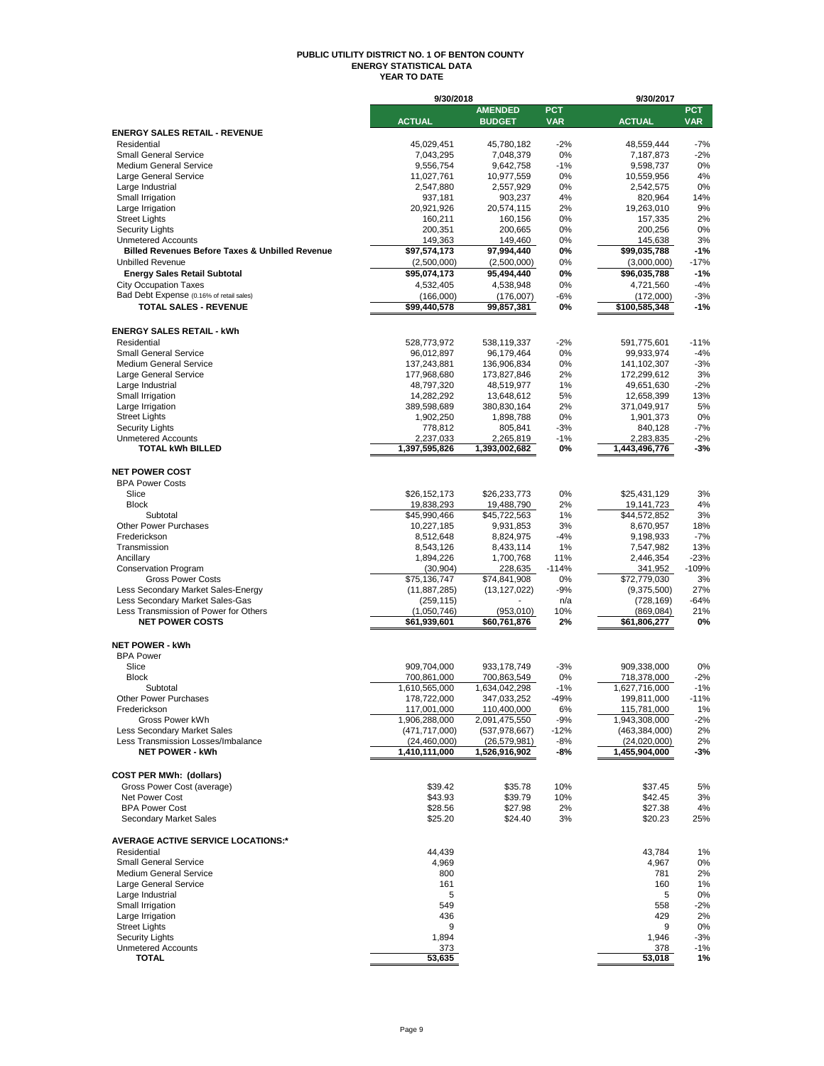# PUBLIC UTILITY DISTRICT NO. 1 OF BENTON COUNTY
## ENERGY STATISTICAL DATA
### YEAR TO DATE

| | 9/30/2018 | | | 9/30/2017 | |
|---|---|---|---|---|---|
| | **ACTUAL** | **AMENDED BUDGET** | **PCT VAR** | **ACTUAL** | **PCT VAR** |
| **ENERGY SALES RETAIL - REVENUE** | | | | | |
| Residential | 45,029,451 | 45,780,182 | -2% | 48,559,444 | -7% |
| Small General Service | 7,043,295 | 7,048,379 | 0% | 7,187,873 | -2% |
| Medium General Service | 9,556,754 | 9,642,758 | -1% | 9,598,737 | 0% |
| Large General Service | 11,027,761 | 10,977,559 | 0% | 10,559,956 | 4% |
| Large Industrial | 2,547,880 | 2,557,929 | 0% | 2,542,575 | 0% |
| Small Irrigation | 937,181 | 903,237 | 4% | 820,964 | 14% |
| Large Irrigation | 20,921,926 | 20,574,115 | 2% | 19,263,010 | 9% |
| Street Lights | 160,211 | 160,156 | 0% | 157,335 | 2% |
| Security Lights | 200,351 | 200,665 | 0% | 200,256 | 0% |
| Unmetered Accounts | 149,363 | 149,460 | 0% | 145,638 | 3% |
| **Billed Revenues Before Taxes & Unbilled Revenue** | **$97,574,173** | **97,994,440** | **0%** | **$99,035,788** | **-1%** |
| Unbilled Revenue | (2,500,000) | (2,500,000) | 0% | (3,000,000) | -17% |
| **Energy Sales Retail Subtotal** | **$95,074,173** | **95,494,440** | **0%** | **$96,035,788** | **-1%** |
| City Occupation Taxes | 4,532,405 | 4,538,948 | 0% | 4,721,560 | -4% |
| Bad Debt Expense (0.16% of retail sales) | (166,000) | (176,007) | -6% | (172,000) | -3% |
| **TOTAL SALES - REVENUE** | **$99,440,578** | **99,857,381** | **0%** | **$100,585,348** | **-1%** |
| | | | | | |
| **ENERGY SALES RETAIL - kWh** | | | | | |
| Residential | 528,773,972 | 538,119,337 | -2% | 591,775,601 | -11% |
| Small General Service | 96,012,897 | 96,179,464 | 0% | 99,933,974 | -4% |
| Medium General Service | 137,243,881 | 136,906,834 | 0% | 141,102,307 | -3% |
| Large General Service | 177,968,680 | 173,827,846 | 2% | 172,299,612 | 3% |
| Large Industrial | 48,797,320 | 48,519,977 | 1% | 49,651,630 | -2% |
| Small Irrigation | 14,282,292 | 13,648,612 | 5% | 12,658,399 | 13% |
| Large Irrigation | 389,598,689 | 380,830,164 | 2% | 371,049,917 | 5% |
| Street Lights | 1,902,250 | 1,898,788 | 0% | 1,901,373 | 0% |
| Security Lights | 778,812 | 805,841 | -3% | 840,128 | -7% |
| Unmetered Accounts | 2,237,033 | 2,265,819 | -1% | 2,283,835 | -2% |
| **TOTAL kWh BILLED** | **1,397,595,826** | **1,393,002,682** | **0%** | **1,443,496,776** | **-3%** |
| | | | | | |
| **NET POWER COST** | | | | | |
| BPA Power Costs | | | | | |
| Slice | $26,152,173 | $26,233,773 | 0% | $25,431,129 | 3% |
| Block | 19,838,293 | 19,488,790 | 2% | 19,141,723 | 4% |
| Subtotal | $45,990,466 | $45,722,563 | 1% | $44,572,852 | 3% |
| Other Power Purchases | 10,227,185 | 9,931,853 | 3% | 8,670,957 | 18% |
| Frederickson | 8,512,648 | 8,824,975 | -4% | 9,198,933 | -7% |
| Transmission | 8,543,126 | 8,433,114 | 1% | 7,547,982 | 13% |
| Ancillary | 1,894,226 | 1,700,768 | 11% | 2,446,354 | -23% |
| Conservation Program | (30,904) | 228,635 | -114% | 341,952 | -109% |
| Gross Power Costs | $75,136,747 | $74,841,908 | 0% | $72,779,030 | 3% |
| Less Secondary Market Sales-Energy | (11,887,285) | (13,127,022) | -9% | (9,375,500) | 27% |
| Less Secondary Market Sales-Gas | (259,115) | - | n/a | (728,169) | -64% |
| Less Transmission of Power for Others | (1,050,746) | (953,010) | 10% | (869,084) | 21% |
| **NET POWER COSTS** | **$61,939,601** | **$60,761,876** | **2%** | **$61,806,277** | **0%** |
| | | | | | |
| **NET POWER - kWh** | | | | | |
| BPA Power | | | | | |
| Slice | 909,704,000 | 933,178,749 | -3% | 909,338,000 | 0% |
| Block | 700,861,000 | 700,863,549 | 0% | 718,378,000 | -2% |
| Subtotal | 1,610,565,000 | 1,634,042,298 | -1% | 1,627,716,000 | -1% |
| Other Power Purchases | 178,722,000 | 347,033,252 | -49% | 199,811,000 | -11% |
| Frederickson | 117,001,000 | 110,400,000 | 6% | 115,781,000 | 1% |
| Gross Power kWh | 1,906,288,000 | 2,091,475,550 | -9% | 1,943,308,000 | -2% |
| Less Secondary Market Sales | (471,717,000) | (537,978,667) | -12% | (463,384,000) | 2% |
| Less Transmission Losses/Imbalance | (24,460,000) | (26,579,981) | -8% | (24,020,000) | 2% |
| **NET POWER - kWh** | **1,410,111,000** | **1,526,916,902** | **-8%** | **1,455,904,000** | **-3%** |
| | | | | | |
| **COST PER MWh: (dollars)** | | | | | |
| Gross Power Cost (average) | $39.42 | $35.78 | 10% | $37.45 | 5% |
| Net Power Cost | $43.93 | $39.79 | 10% | $42.45 | 3% |
| BPA Power Cost | $28.56 | $27.98 | 2% | $27.38 | 4% |
| Secondary Market Sales | $25.20 | $24.40 | 3% | $20.23 | 25% |
| | | | | | |
| **AVERAGE ACTIVE SERVICE LOCATIONS:*** | | | | | |
| Residential | 44,439 | | | 43,784 | 1% |
| Small General Service | 4,969 | | | 4,967 | 0% |
| Medium General Service | 800 | | | 781 | 2% |
| Large General Service | 161 | | | 160 | 1% |
| Large Industrial | 5 | | | 5 | 0% |
| Small Irrigation | 549 | | | 558 | -2% |
| Large Irrigation | 436 | | | 429 | 2% |
| Street Lights | 9 | | | 9 | 0% |
| Security Lights | 1,894 | | | 1,946 | -3% |
| Unmetered Accounts | 373 | | | 378 | -1% |
| **TOTAL** | **53,635** | | | **53,018** | **1%** |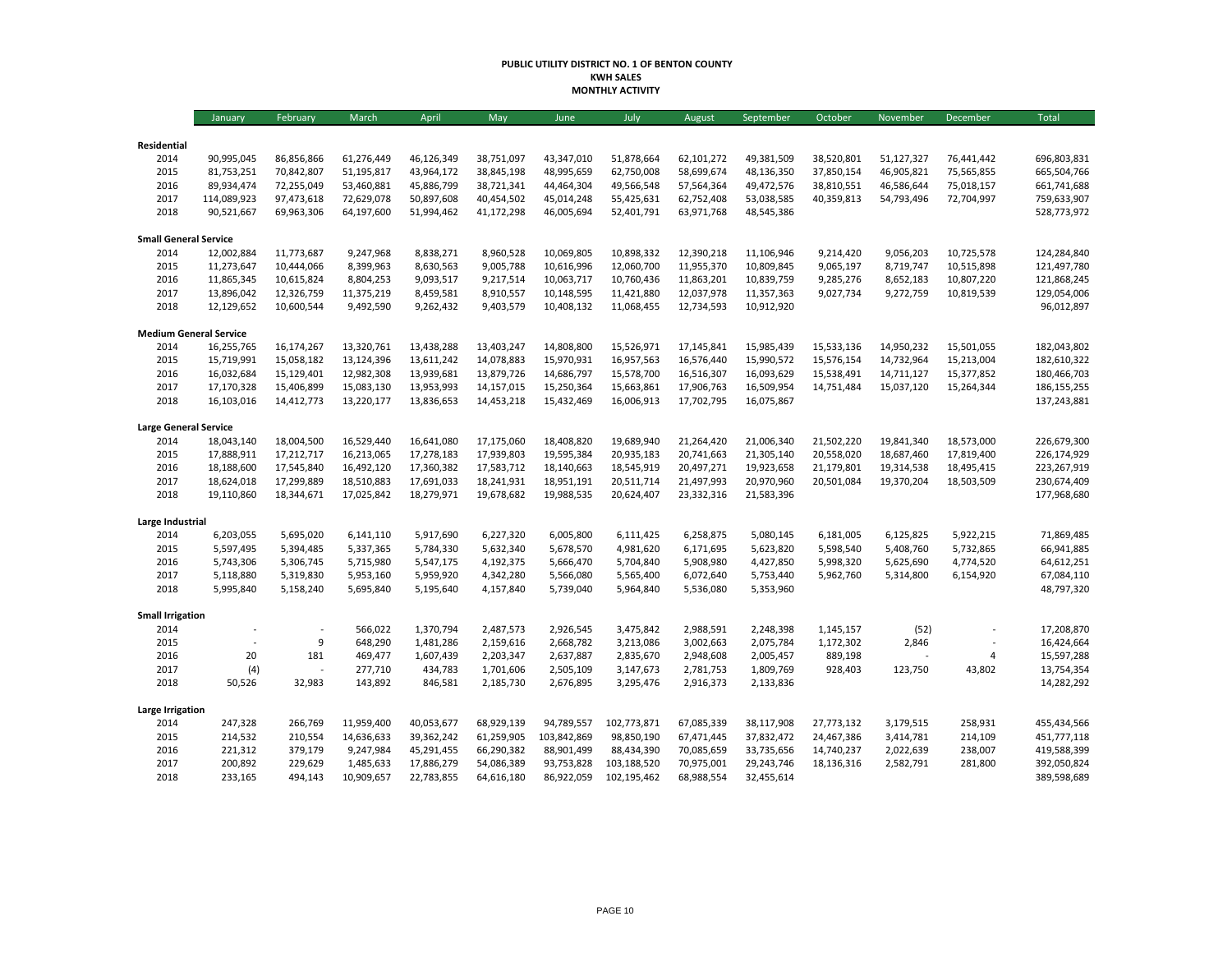**PUBLIC UTILITY DISTRICT NO. 1 OF BENTON COUNTY**
**KWH SALES**
**MONTHLY ACTIVITY**

| | January | February | March | April | May | June | July | August | September | October | November | December | Total |
|---|---|---|---|---|---|---|---|---|---|---|---|---|---|
| **Residential** | | | | | | | | | | | | | |
| 2014 | 90,995,045 | 86,856,866 | 61,276,449 | 46,126,349 | 38,751,097 | 43,347,010 | 51,878,664 | 62,101,272 | 49,381,509 | 38,520,801 | 51,127,327 | 76,441,442 | 696,803,831 |
| 2015 | 81,753,251 | 70,842,807 | 51,195,817 | 43,964,172 | 38,845,198 | 48,995,659 | 62,750,008 | 58,699,674 | 48,136,350 | 37,850,154 | 46,905,821 | 75,565,855 | 665,504,766 |
| 2016 | 89,934,474 | 72,255,049 | 53,460,881 | 45,886,799 | 38,721,341 | 44,464,304 | 49,566,548 | 57,564,364 | 49,472,576 | 38,810,551 | 46,586,644 | 75,018,157 | 661,741,688 |
| 2017 | 114,089,923 | 97,473,618 | 72,629,078 | 50,897,608 | 40,454,502 | 45,014,248 | 55,425,631 | 62,752,408 | 53,038,585 | 40,359,813 | 54,793,496 | 72,704,997 | 759,633,907 |
| 2018 | 90,521,667 | 69,963,306 | 64,197,600 | 51,994,462 | 41,172,298 | 46,005,694 | 52,401,791 | 63,971,768 | 48,545,386 | | | | 528,773,972 |
| **Small General Service** | | | | | | | | | | | | | |
| 2014 | 12,002,884 | 11,773,687 | 9,247,968 | 8,838,271 | 8,960,528 | 10,069,805 | 10,898,332 | 12,390,218 | 11,106,946 | 9,214,420 | 9,056,203 | 10,725,578 | 124,284,840 |
| 2015 | 11,273,647 | 10,444,066 | 8,399,963 | 8,630,563 | 9,005,788 | 10,616,996 | 12,060,700 | 11,955,370 | 10,809,845 | 9,065,197 | 8,719,747 | 10,515,898 | 121,497,780 |
| 2016 | 11,865,345 | 10,615,824 | 8,804,253 | 9,093,517 | 9,217,514 | 10,063,717 | 10,760,436 | 11,863,201 | 10,839,759 | 9,285,276 | 8,652,183 | 10,807,220 | 121,868,245 |
| 2017 | 13,896,042 | 12,326,759 | 11,375,219 | 8,459,581 | 8,910,557 | 10,148,595 | 11,421,880 | 12,037,978 | 11,357,363 | 9,027,734 | 9,272,759 | 10,819,539 | 129,054,006 |
| 2018 | 12,129,652 | 10,600,544 | 9,492,590 | 9,262,432 | 9,403,579 | 10,408,132 | 11,068,455 | 12,734,593 | 10,912,920 | | | | 96,012,897 |
| **Medium General Service** | | | | | | | | | | | | | |
| 2014 | 16,255,765 | 16,174,267 | 13,320,761 | 13,438,288 | 13,403,247 | 14,808,800 | 15,526,971 | 17,145,841 | 15,985,439 | 15,533,136 | 14,950,232 | 15,501,055 | 182,043,802 |
| 2015 | 15,719,991 | 15,058,182 | 13,124,396 | 13,611,242 | 14,078,883 | 15,970,931 | 16,957,563 | 16,576,440 | 15,990,572 | 15,576,154 | 14,732,964 | 15,213,004 | 182,610,322 |
| 2016 | 16,032,684 | 15,129,401 | 12,982,308 | 13,939,681 | 13,879,726 | 14,686,797 | 15,578,700 | 16,516,307 | 16,093,629 | 15,538,491 | 14,711,127 | 15,377,852 | 180,466,703 |
| 2017 | 17,170,328 | 15,406,899 | 15,083,130 | 13,953,993 | 14,157,015 | 15,250,364 | 15,663,861 | 17,906,763 | 16,509,954 | 14,751,484 | 15,037,120 | 15,264,344 | 186,155,255 |
| 2018 | 16,103,016 | 14,412,773 | 13,220,177 | 13,836,653 | 14,453,218 | 15,432,469 | 16,006,913 | 17,702,795 | 16,075,867 | | | | 137,243,881 |
| **Large General Service** | | | | | | | | | | | | | |
| 2014 | 18,043,140 | 18,004,500 | 16,529,440 | 16,641,080 | 17,175,060 | 18,408,820 | 19,689,940 | 21,264,420 | 21,006,340 | 21,502,220 | 19,841,340 | 18,573,000 | 226,679,300 |
| 2015 | 17,888,911 | 17,212,717 | 16,213,065 | 17,278,183 | 17,939,803 | 19,595,384 | 20,935,183 | 20,741,663 | 21,305,140 | 20,558,020 | 18,687,460 | 17,819,400 | 226,174,929 |
| 2016 | 18,188,600 | 17,545,840 | 16,492,120 | 17,360,382 | 17,583,712 | 18,140,663 | 18,545,919 | 20,497,271 | 19,923,658 | 21,179,801 | 19,314,538 | 18,495,415 | 223,267,919 |
| 2017 | 18,624,018 | 17,299,889 | 18,510,883 | 17,691,033 | 18,241,931 | 18,951,191 | 20,511,714 | 21,497,993 | 20,970,960 | 20,501,084 | 19,370,204 | 18,503,509 | 230,674,409 |
| 2018 | 19,110,860 | 18,344,671 | 17,025,842 | 18,279,971 | 19,678,682 | 19,988,535 | 20,624,407 | 23,332,316 | 21,583,396 | | | | 177,968,680 |
| **Large Industrial** | | | | | | | | | | | | | |
| 2014 | 6,203,055 | 5,695,020 | 6,141,110 | 5,917,690 | 6,227,320 | 6,005,800 | 6,111,425 | 6,258,875 | 5,080,145 | 6,181,005 | 6,125,825 | 5,922,215 | 71,869,485 |
| 2015 | 5,597,495 | 5,394,485 | 5,337,365 | 5,784,330 | 5,632,340 | 5,678,570 | 4,981,620 | 6,171,695 | 5,623,820 | 5,598,540 | 5,408,760 | 5,732,865 | 66,941,885 |
| 2016 | 5,743,306 | 5,306,745 | 5,715,980 | 5,547,175 | 4,192,375 | 5,666,470 | 5,704,840 | 5,908,980 | 4,427,850 | 5,998,320 | 5,625,690 | 4,774,520 | 64,612,251 |
| 2017 | 5,118,880 | 5,319,830 | 5,953,160 | 5,959,920 | 4,342,280 | 5,566,080 | 5,565,400 | 6,072,640 | 5,753,440 | 5,962,760 | 5,314,800 | 6,154,920 | 67,084,110 |
| 2018 | 5,995,840 | 5,158,240 | 5,695,840 | 5,195,640 | 4,157,840 | 5,739,040 | 5,964,840 | 5,536,080 | 5,353,960 | | | | 48,797,320 |
| **Small Irrigation** | | | | | | | | | | | | | |
| 2014 | - | - | 566,022 | 1,370,794 | 2,487,573 | 2,926,545 | 3,475,842 | 2,988,591 | 2,248,398 | 1,145,157 | (52) | - | 17,208,870 |
| 2015 | - | 9 | 648,290 | 1,481,286 | 2,159,616 | 2,668,782 | 3,213,086 | 3,002,663 | 2,075,784 | 1,172,302 | 2,846 | - | 16,424,664 |
| 2016 | 20 | 181 | 469,477 | 1,607,439 | 2,203,347 | 2,637,887 | 2,835,670 | 2,948,608 | 2,005,457 | 889,198 | - | 4 | 15,597,288 |
| 2017 | (4) | - | 277,710 | 434,783 | 1,701,606 | 2,505,109 | 3,147,673 | 2,781,753 | 1,809,769 | 928,403 | 123,750 | 43,802 | 13,754,354 |
| 2018 | 50,526 | 32,983 | 143,892 | 846,581 | 2,185,730 | 2,676,895 | 3,295,476 | 2,916,373 | 2,133,836 | | | | 14,282,292 |
| **Large Irrigation** | | | | | | | | | | | | | |
| 2014 | 247,328 | 266,769 | 11,959,400 | 40,053,677 | 68,929,139 | 94,789,557 | 102,773,871 | 67,085,339 | 38,117,908 | 27,773,132 | 3,179,515 | 258,931 | 455,434,566 |
| 2015 | 214,532 | 210,554 | 14,636,633 | 39,362,242 | 61,259,905 | 103,842,869 | 98,850,190 | 67,471,445 | 37,832,472 | 24,467,386 | 3,414,781 | 214,109 | 451,777,118 |
| 2016 | 221,312 | 379,179 | 9,247,984 | 45,291,455 | 66,290,382 | 88,901,499 | 88,434,390 | 70,085,659 | 33,735,656 | 14,740,237 | 2,022,639 | 238,007 | 419,588,399 |
| 2017 | 200,892 | 229,629 | 1,485,633 | 17,886,279 | 54,086,389 | 93,753,828 | 103,188,520 | 70,975,001 | 29,243,746 | 18,136,316 | 2,582,791 | 281,800 | 392,050,824 |
| 2018 | 233,165 | 494,143 | 10,909,657 | 22,783,855 | 64,616,180 | 86,922,059 | 102,195,462 | 68,988,554 | 32,455,614 | | | | 389,598,689 |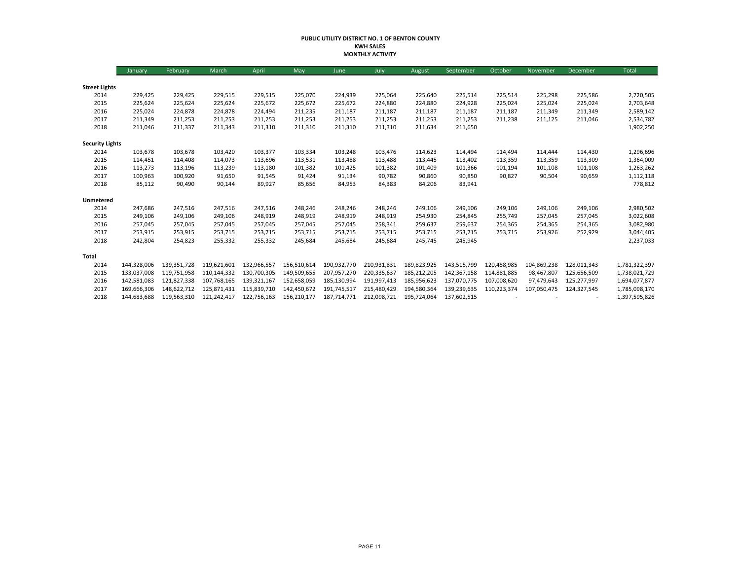**PUBLIC UTILITY DISTRICT NO. 1 OF BENTON COUNTY**
**KWH SALES**
**MONTHLY ACTIVITY**

| | January | February | March | April | May | June | July | August | September | October | November | December | Total |
|---|---|---|---|---|---|---|---|---|---|---|---|---|---|
| **Street Lights** | | | | | | | | | | | | | |
| 2014 | 229,425 | 229,425 | 229,515 | 229,515 | 225,070 | 224,939 | 225,064 | 225,640 | 225,514 | 225,514 | 225,298 | 225,586 | 2,720,505 |
| 2015 | 225,624 | 225,624 | 225,624 | 225,672 | 225,672 | 225,672 | 224,880 | 224,880 | 224,928 | 225,024 | 225,024 | 225,024 | 2,703,648 |
| 2016 | 225,024 | 224,878 | 224,878 | 224,494 | 211,235 | 211,187 | 211,187 | 211,187 | 211,187 | 211,187 | 211,349 | 211,349 | 2,589,142 |
| 2017 | 211,349 | 211,253 | 211,253 | 211,253 | 211,253 | 211,253 | 211,253 | 211,253 | 211,253 | 211,238 | 211,125 | 211,046 | 2,534,782 |
| 2018 | 211,046 | 211,337 | 211,343 | 211,310 | 211,310 | 211,310 | 211,310 | 211,634 | 211,650 | | | | 1,902,250 |
| **Security Lights** | | | | | | | | | | | | | |
| 2014 | 103,678 | 103,678 | 103,420 | 103,377 | 103,334 | 103,248 | 103,476 | 114,623 | 114,494 | 114,494 | 114,444 | 114,430 | 1,296,696 |
| 2015 | 114,451 | 114,408 | 114,073 | 113,696 | 113,531 | 113,488 | 113,488 | 113,445 | 113,402 | 113,359 | 113,359 | 113,309 | 1,364,009 |
| 2016 | 113,273 | 113,196 | 113,239 | 113,180 | 101,382 | 101,425 | 101,382 | 101,409 | 101,366 | 101,194 | 101,108 | 101,108 | 1,263,262 |
| 2017 | 100,963 | 100,920 | 91,650 | 91,545 | 91,424 | 91,134 | 90,782 | 90,860 | 90,850 | 90,827 | 90,504 | 90,659 | 1,112,118 |
| 2018 | 85,112 | 90,490 | 90,144 | 89,927 | 85,656 | 84,953 | 84,383 | 84,206 | 83,941 | | | | 778,812 |
| **Unmetered** | | | | | | | | | | | | | |
| 2014 | 247,686 | 247,516 | 247,516 | 247,516 | 248,246 | 248,246 | 248,246 | 249,106 | 249,106 | 249,106 | 249,106 | 249,106 | 2,980,502 |
| 2015 | 249,106 | 249,106 | 249,106 | 248,919 | 248,919 | 248,919 | 248,919 | 254,930 | 254,845 | 255,749 | 257,045 | 257,045 | 3,022,608 |
| 2016 | 257,045 | 257,045 | 257,045 | 257,045 | 257,045 | 257,045 | 258,341 | 259,637 | 259,637 | 254,365 | 254,365 | 254,365 | 3,082,980 |
| 2017 | 253,915 | 253,915 | 253,715 | 253,715 | 253,715 | 253,715 | 253,715 | 253,715 | 253,715 | 253,715 | 253,926 | 252,929 | 3,044,405 |
| 2018 | 242,804 | 254,823 | 255,332 | 255,332 | 245,684 | 245,684 | 245,684 | 245,745 | 245,945 | | | | 2,237,033 |
| **Total** | | | | | | | | | | | | | |
| 2014 | 144,328,006 | 139,351,728 | 119,621,601 | 132,966,557 | 156,510,614 | 190,932,770 | 210,931,831 | 189,823,925 | 143,515,799 | 120,458,985 | 104,869,238 | 128,011,343 | 1,781,322,397 |
| 2015 | 133,037,008 | 119,751,958 | 110,144,332 | 130,700,305 | 149,509,655 | 207,957,270 | 220,335,637 | 185,212,205 | 142,367,158 | 114,881,885 | 98,467,807 | 125,656,509 | 1,738,021,729 |
| 2016 | 142,581,083 | 121,827,338 | 107,768,165 | 139,321,167 | 152,658,059 | 185,130,994 | 191,997,413 | 185,956,623 | 137,070,775 | 107,008,620 | 97,479,643 | 125,277,997 | 1,694,077,877 |
| 2017 | 169,666,306 | 148,622,712 | 125,871,431 | 115,839,710 | 142,450,672 | 191,745,517 | 215,480,429 | 194,580,364 | 139,239,635 | 110,223,374 | 107,050,475 | 124,327,545 | 1,785,098,170 |
| 2018 | 144,683,688 | 119,563,310 | 121,242,417 | 122,756,163 | 156,210,177 | 187,714,771 | 212,098,721 | 195,724,064 | 137,602,515 | - | - | - | 1,397,595,826 |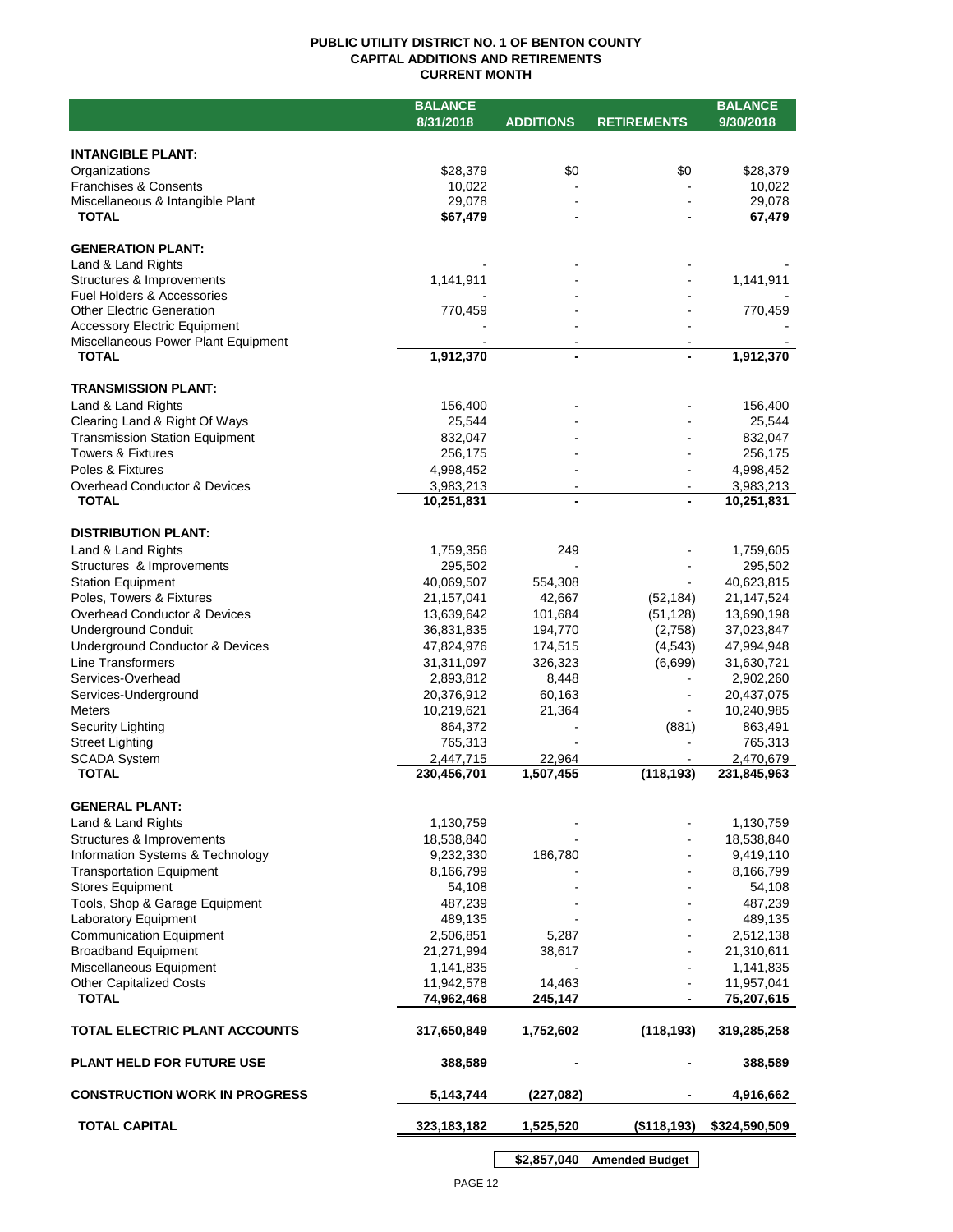**PUBLIC UTILITY DISTRICT NO. 1 OF BENTON COUNTY**
**CAPITAL ADDITIONS AND RETIREMENTS**
**CURRENT MONTH**

| | BALANCE 8/31/2018 | ADDITIONS | RETIREMENTS | BALANCE 9/30/2018 |
|---|---|---|---|---|
| **INTANGIBLE PLANT:** | | | | |
| Organizations | $28,379 | $0 | $0 | $28,379 |
| Franchises & Consents | 10,022 | - | - | 10,022 |
| Miscellaneous & Intangible Plant | 29,078 | - | - | 29,078 |
| **TOTAL** | **$67,479** | **-** | **-** | **67,479** |
| **GENERATION PLANT:** | | | | |
| Land & Land Rights | - | - | - | - |
| Structures & Improvements | 1,141,911 | - | - | 1,141,911 |
| Fuel Holders & Accessories | - | - | - | - |
| Other Electric Generation | 770,459 | - | - | 770,459 |
| Accessory Electric Equipment | - | - | - | - |
| Miscellaneous Power Plant Equipment | - | - | - | - |
| **TOTAL** | **1,912,370** | **-** | **-** | **1,912,370** |
| **TRANSMISSION PLANT:** | | | | |
| Land & Land Rights | 156,400 | - | - | 156,400 |
| Clearing Land & Right Of Ways | 25,544 | - | - | 25,544 |
| Transmission Station Equipment | 832,047 | - | - | 832,047 |
| Towers & Fixtures | 256,175 | - | - | 256,175 |
| Poles & Fixtures | 4,998,452 | - | - | 4,998,452 |
| Overhead Conductor & Devices | 3,983,213 | - | - | 3,983,213 |
| **TOTAL** | **10,251,831** | **-** | **-** | **10,251,831** |
| **DISTRIBUTION PLANT:** | | | | |
| Land & Land Rights | 1,759,356 | 249 | - | 1,759,605 |
| Structures & Improvements | 295,502 | - | - | 295,502 |
| Station Equipment | 40,069,507 | 554,308 | - | 40,623,815 |
| Poles, Towers & Fixtures | 21,157,041 | 42,667 | (52,184) | 21,147,524 |
| Overhead Conductor & Devices | 13,639,642 | 101,684 | (51,128) | 13,690,198 |
| Underground Conduit | 36,831,835 | 194,770 | (2,758) | 37,023,847 |
| Underground Conductor & Devices | 47,824,976 | 174,515 | (4,543) | 47,994,948 |
| Line Transformers | 31,311,097 | 326,323 | (6,699) | 31,630,721 |
| Services-Overhead | 2,893,812 | 8,448 | - | 2,902,260 |
| Services-Underground | 20,376,912 | 60,163 | - | 20,437,075 |
| Meters | 10,219,621 | 21,364 | - | 10,240,985 |
| Security Lighting | 864,372 | - | (881) | 863,491 |
| Street Lighting | 765,313 | - | - | 765,313 |
| SCADA System | 2,447,715 | 22,964 | - | 2,470,679 |
| **TOTAL** | **230,456,701** | **1,507,455** | **(118,193)** | **231,845,963** |
| **GENERAL PLANT:** | | | | |
| Land & Land Rights | 1,130,759 | - | - | 1,130,759 |
| Structures & Improvements | 18,538,840 | - | - | 18,538,840 |
| Information Systems & Technology | 9,232,330 | 186,780 | - | 9,419,110 |
| Transportation Equipment | 8,166,799 | - | - | 8,166,799 |
| Stores Equipment | 54,108 | - | - | 54,108 |
| Tools, Shop & Garage Equipment | 487,239 | - | - | 487,239 |
| Laboratory Equipment | 489,135 | - | - | 489,135 |
| Communication Equipment | 2,506,851 | 5,287 | - | 2,512,138 |
| Broadband Equipment | 21,271,994 | 38,617 | - | 21,310,611 |
| Miscellaneous Equipment | 1,141,835 | - | - | 1,141,835 |
| Other Capitalized Costs | 11,942,578 | 14,463 | - | 11,957,041 |
| **TOTAL** | **74,962,468** | **245,147** | **-** | **75,207,615** |
| **TOTAL ELECTRIC PLANT ACCOUNTS** | **317,650,849** | **1,752,602** | **(118,193)** | **319,285,258** |
| **PLANT HELD FOR FUTURE USE** | **388,589** | **-** | **-** | **388,589** |
| **CONSTRUCTION WORK IN PROGRESS** | **5,143,744** | **(227,082)** | **-** | **4,916,662** |
| **TOTAL CAPITAL** | **323,183,182** | **1,525,520** | **($118,193)** | **$324,590,509** |

| | |
|---|---|
| **$2,857,040** | **Amended Budget** |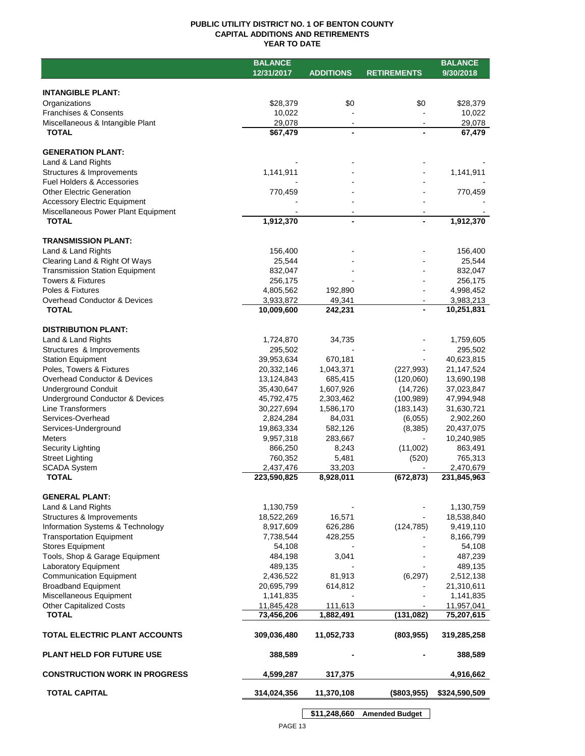# PUBLIC UTILITY DISTRICT NO. 1 OF BENTON COUNTY
## CAPITAL ADDITIONS AND RETIREMENTS
### YEAR TO DATE

| | BALANCE 12/31/2017 | ADDITIONS | RETIREMENTS | BALANCE 9/30/2018 |
|---|---|---|---|---|
| **INTANGIBLE PLANT:** | | | | |
| Organizations | $28,379 | $0 | $0 | $28,379 |
| Franchises & Consents | 10,022 | - | - | 10,022 |
| Miscellaneous & Intangible Plant | 29,078 | - | - | 29,078 |
| **TOTAL** | **$67,479** | **-** | **-** | **67,479** |
| **GENERATION PLANT:** | | | | |
| Land & Land Rights | - | - | - | - |
| Structures & Improvements | 1,141,911 | - | - | 1,141,911 |
| Fuel Holders & Accessories | - | - | - | - |
| Other Electric Generation | 770,459 | - | - | 770,459 |
| Accessory Electric Equipment | - | - | - | - |
| Miscellaneous Power Plant Equipment | - | - | - | - |
| **TOTAL** | **1,912,370** | **-** | **-** | **1,912,370** |
| **TRANSMISSION PLANT:** | | | | |
| Land & Land Rights | 156,400 | - | - | 156,400 |
| Clearing Land & Right Of Ways | 25,544 | - | - | 25,544 |
| Transmission Station Equipment | 832,047 | - | - | 832,047 |
| Towers & Fixtures | 256,175 | - | - | 256,175 |
| Poles & Fixtures | 4,805,562 | 192,890 | - | 4,998,452 |
| Overhead Conductor & Devices | 3,933,872 | 49,341 | - | 3,983,213 |
| **TOTAL** | **10,009,600** | **242,231** | **-** | **10,251,831** |
| **DISTRIBUTION PLANT:** | | | | |
| Land & Land Rights | 1,724,870 | 34,735 | - | 1,759,605 |
| Structures & Improvements | 295,502 | - | - | 295,502 |
| Station Equipment | 39,953,634 | 670,181 | - | 40,623,815 |
| Poles, Towers & Fixtures | 20,332,146 | 1,043,371 | (227,993) | 21,147,524 |
| Overhead Conductor & Devices | 13,124,843 | 685,415 | (120,060) | 13,690,198 |
| Underground Conduit | 35,430,647 | 1,607,926 | (14,726) | 37,023,847 |
| Underground Conductor & Devices | 45,792,475 | 2,303,462 | (100,989) | 47,994,948 |
| Line Transformers | 30,227,694 | 1,586,170 | (183,143) | 31,630,721 |
| Services-Overhead | 2,824,284 | 84,031 | (6,055) | 2,902,260 |
| Services-Underground | 19,863,334 | 582,126 | (8,385) | 20,437,075 |
| Meters | 9,957,318 | 283,667 | - | 10,240,985 |
| Security Lighting | 866,250 | 8,243 | (11,002) | 863,491 |
| Street Lighting | 760,352 | 5,481 | (520) | 765,313 |
| SCADA System | 2,437,476 | 33,203 | - | 2,470,679 |
| **TOTAL** | **223,590,825** | **8,928,011** | **(672,873)** | **231,845,963** |
| **GENERAL PLANT:** | | | | |
| Land & Land Rights | 1,130,759 | - | - | 1,130,759 |
| Structures & Improvements | 18,522,269 | 16,571 | - | 18,538,840 |
| Information Systems & Technology | 8,917,609 | 626,286 | (124,785) | 9,419,110 |
| Transportation Equipment | 7,738,544 | 428,255 | - | 8,166,799 |
| Stores Equipment | 54,108 | - | - | 54,108 |
| Tools, Shop & Garage Equipment | 484,198 | 3,041 | - | 487,239 |
| Laboratory Equipment | 489,135 | - | - | 489,135 |
| Communication Equipment | 2,436,522 | 81,913 | (6,297) | 2,512,138 |
| Broadband Equipment | 20,695,799 | 614,812 | - | 21,310,611 |
| Miscellaneous Equipment | 1,141,835 | - | - | 1,141,835 |
| Other Capitalized Costs | 11,845,428 | 111,613 | - | 11,957,041 |
| **TOTAL** | **73,456,206** | **1,882,491** | **(131,082)** | **75,207,615** |
| **TOTAL ELECTRIC PLANT ACCOUNTS** | **309,036,480** | **11,052,733** | **(803,955)** | **319,285,258** |
| **PLANT HELD FOR FUTURE USE** | **388,589** | **-** | **-** | **388,589** |
| **CONSTRUCTION WORK IN PROGRESS** | **4,599,287** | **317,375** | | **4,916,662** |
| **TOTAL CAPITAL** | **314,024,356** | **11,370,108** | **($803,955)** | **$324,590,509** |
| | | **$11,248,660** | **Amended Budget** | |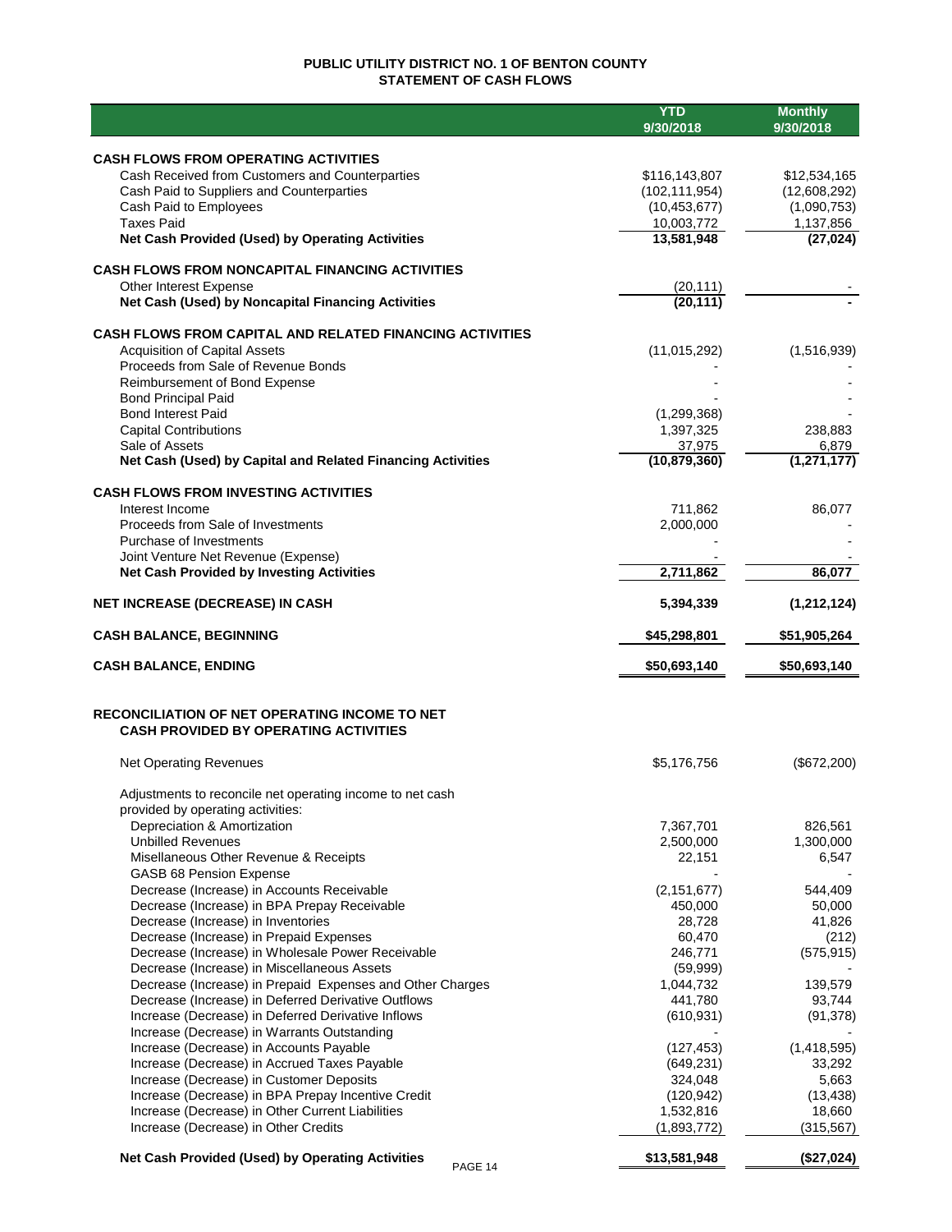# PUBLIC UTILITY DISTRICT NO. 1 OF BENTON COUNTY
## STATEMENT OF CASH FLOWS

| | YTD 9/30/2018 | Monthly 9/30/2018 |
|---|---|---|
| **CASH FLOWS FROM OPERATING ACTIVITIES** | | |
| Cash Received from Customers and Counterparties | $116,143,807 | $12,534,165 |
| Cash Paid to Suppliers and Counterparties | (102,111,954) | (12,608,292) |
| Cash Paid to Employees | (10,453,677) | (1,090,753) |
| Taxes Paid | 10,003,772 | 1,137,856 |
| **Net Cash Provided (Used) by Operating Activities** | **13,581,948** | **(27,024)** |
| **CASH FLOWS FROM NONCAPITAL FINANCING ACTIVITIES** | | |
| Other Interest Expense | (20,111) | - |
| **Net Cash (Used) by Noncapital Financing Activities** | **(20,111)** | **-** |
| **CASH FLOWS FROM CAPITAL AND RELATED FINANCING ACTIVITIES** | | |
| Acquisition of Capital Assets | (11,015,292) | (1,516,939) |
| Proceeds from Sale of Revenue Bonds | - | - |
| Reimbursement of Bond Expense | - | - |
| Bond Principal Paid | - | - |
| Bond Interest Paid | (1,299,368) | - |
| Capital Contributions | 1,397,325 | 238,883 |
| Sale of Assets | 37,975 | 6,879 |
| **Net Cash (Used) by Capital and Related Financing Activities** | **(10,879,360)** | **(1,271,177)** |
| **CASH FLOWS FROM INVESTING ACTIVITIES** | | |
| Interest Income | 711,862 | 86,077 |
| Proceeds from Sale of Investments | 2,000,000 | - |
| Purchase of Investments | - | - |
| Joint Venture Net Revenue (Expense) | - | - |
| **Net Cash Provided by Investing Activities** | **2,711,862** | **86,077** |
| **NET INCREASE (DECREASE) IN CASH** | **5,394,339** | **(1,212,124)** |
| **CASH BALANCE, BEGINNING** | **$45,298,801** | **$51,905,264** |
| **CASH BALANCE, ENDING** | **$50,693,140** | **$50,693,140** |

## RECONCILIATION OF NET OPERATING INCOME TO NET CASH PROVIDED BY OPERATING ACTIVITIES

| | YTD 9/30/2018 | Monthly 9/30/2018 |
|---|---|---|
| Net Operating Revenues | $5,176,756 | ($672,200) |
| Adjustments to reconcile net operating income to net cash provided by operating activities: | | |
| Depreciation & Amortization | 7,367,701 | 826,561 |
| Unbilled Revenues | 2,500,000 | 1,300,000 |
| Misellaneous Other Revenue & Receipts | 22,151 | 6,547 |
| GASB 68 Pension Expense | - | - |
| Decrease (Increase) in Accounts Receivable | (2,151,677) | 544,409 |
| Decrease (Increase) in BPA Prepay Receivable | 450,000 | 50,000 |
| Decrease (Increase) in Inventories | 28,728 | 41,826 |
| Decrease (Increase) in Prepaid Expenses | 60,470 | (212) |
| Decrease (Increase) in Wholesale Power Receivable | 246,771 | (575,915) |
| Decrease (Increase) in Miscellaneous Assets | (59,999) | - |
| Decrease (Increase) in Prepaid Expenses and Other Charges | 1,044,732 | 139,579 |
| Decrease (Increase) in Deferred Derivative Outflows | 441,780 | 93,744 |
| Increase (Decrease) in Deferred Derivative Inflows | (610,931) | (91,378) |
| Increase (Decrease) in Warrants Outstanding | - | - |
| Increase (Decrease) in Accounts Payable | (127,453) | (1,418,595) |
| Increase (Decrease) in Accrued Taxes Payable | (649,231) | 33,292 |
| Increase (Decrease) in Customer Deposits | 324,048 | 5,663 |
| Increase (Decrease) in BPA Prepay Incentive Credit | (120,942) | (13,438) |
| Increase (Decrease) in Other Current Liabilities | 1,532,816 | 18,660 |
| Increase (Decrease) in Other Credits | (1,893,772) | (315,567) |
| **Net Cash Provided (Used) by Operating Activities** | **$13,581,948** | **($27,024)** |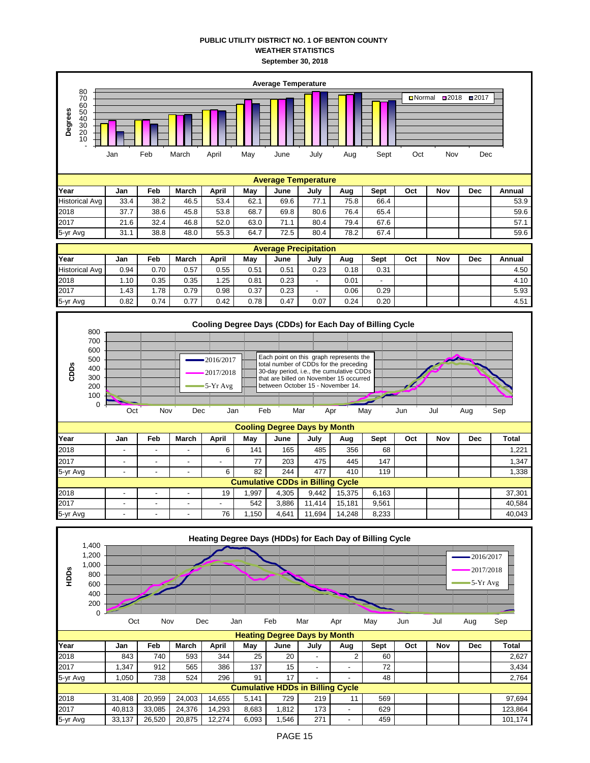**PUBLIC UTILITY DISTRICT NO. 1 OF BENTON COUNTY**
**WEATHER STATISTICS**
**September 30, 2018**

**Average Temperature**

| Year | Jan | Feb | March | April | May | June | July | Aug | Sept | Oct | Nov | Dec | Annual |
|---|---|---|---|---|---|---|---|---|---|---|---|---|---|
| Historical Avg | 33.4 | 38.2 | 46.5 | 53.4 | 62.1 | 69.6 | 77.1 | 75.8 | 66.4 | | | | 53.9 |
| 2018 | 37.7 | 38.6 | 45.8 | 53.8 | 68.7 | 69.8 | 80.6 | 76.4 | 65.4 | | | | 59.6 |
| 2017 | 21.6 | 32.4 | 46.8 | 52.0 | 63.0 | 71.1 | 80.4 | 79.4 | 67.6 | | | | 57.1 |
| 5-yr Avg | 31.1 | 38.8 | 48.0 | 55.3 | 64.7 | 72.5 | 80.4 | 78.2 | 67.4 | | | | 59.6 |

**Average Precipitation**

| Year | Jan | Feb | March | April | May | June | July | Aug | Sept | Oct | Nov | Dec | Annual |
|---|---|---|---|---|---|---|---|---|---|---|---|---|---|
| Historical Avg | 0.94 | 0.70 | 0.57 | 0.55 | 0.51 | 0.51 | 0.23 | 0.18 | 0.31 | | | | 4.50 |
| 2018 | 1.10 | 0.35 | 0.35 | 1.25 | 0.81 | 0.23 | - | 0.01 | - | | | | 4.10 |
| 2017 | 1.43 | 1.78 | 0.79 | 0.98 | 0.37 | 0.23 | - | 0.06 | 0.29 | | | | 5.93 |
| 5-yr Avg | 0.82 | 0.74 | 0.77 | 0.42 | 0.78 | 0.47 | 0.07 | 0.24 | 0.20 | | | | 4.51 |

**Cooling Degree Days (CDDs) for Each Day of Billing Cycle**

Each point on this graph represents the total number of CDDs for the preceding 30-day period, i.e., the cumulative CDDs that are billed on November 15 occurred between October 15 - November 14.

**Cooling Degree Days by Month**

| Year | Jan | Feb | March | April | May | June | July | Aug | Sept | Oct | Nov | Dec | Total |
|---|---|---|---|---|---|---|---|---|---|---|---|---|---|
| 2018 | - | - | - | 6 | 141 | 165 | 485 | 356 | 68 | | | | 1,221 |
| 2017 | - | - | - | - | 77 | 203 | 475 | 445 | 147 | | | | 1,347 |
| 5-yr Avg | - | - | - | 6 | 82 | 244 | 477 | 410 | 119 | | | | 1,338 |
| **Cumulative CDDs in Billing Cycle** | | | | | | | | | | | | | |
| 2018 | - | - | - | 19 | 1,997 | 4,305 | 9,442 | 15,375 | 6,163 | | | | 37,301 |
| 2017 | - | - | - | - | 542 | 3,886 | 11,414 | 15,181 | 9,561 | | | | 40,584 |
| 5-yr Avg | - | - | - | 76 | 1,150 | 4,641 | 11,694 | 14,248 | 8,233 | | | | 40,043 |

**Heating Degree Days (HDDs) for Each Day of Billing Cycle**

**Heating Degree Days by Month**

| Year | Jan | Feb | March | April | May | June | July | Aug | Sept | Oct | Nov | Dec | Total |
|---|---|---|---|---|---|---|---|---|---|---|---|---|---|
| 2018 | 843 | 740 | 593 | 344 | 25 | 20 | - | 2 | 60 | | | | 2,627 |
| 2017 | 1,347 | 912 | 565 | 386 | 137 | 15 | - | - | 72 | | | | 3,434 |
| 5-yr Avg | 1,050 | 738 | 524 | 296 | 91 | 17 | - | - | 48 | | | | 2,764 |
| **Cumulative HDDs in Billing Cycle** | | | | | | | | | | | | | |
| 2018 | 31,408 | 20,959 | 24,003 | 14,655 | 5,141 | 729 | 219 | 11 | 569 | | | | 97,694 |
| 2017 | 40,813 | 33,085 | 24,376 | 14,293 | 8,683 | 1,812 | 173 | - | 629 | | | | 123,864 |
| 5-yr Avg | 33,137 | 26,520 | 20,875 | 12,274 | 6,093 | 1,546 | 271 | - | 459 | | | | 101,174 |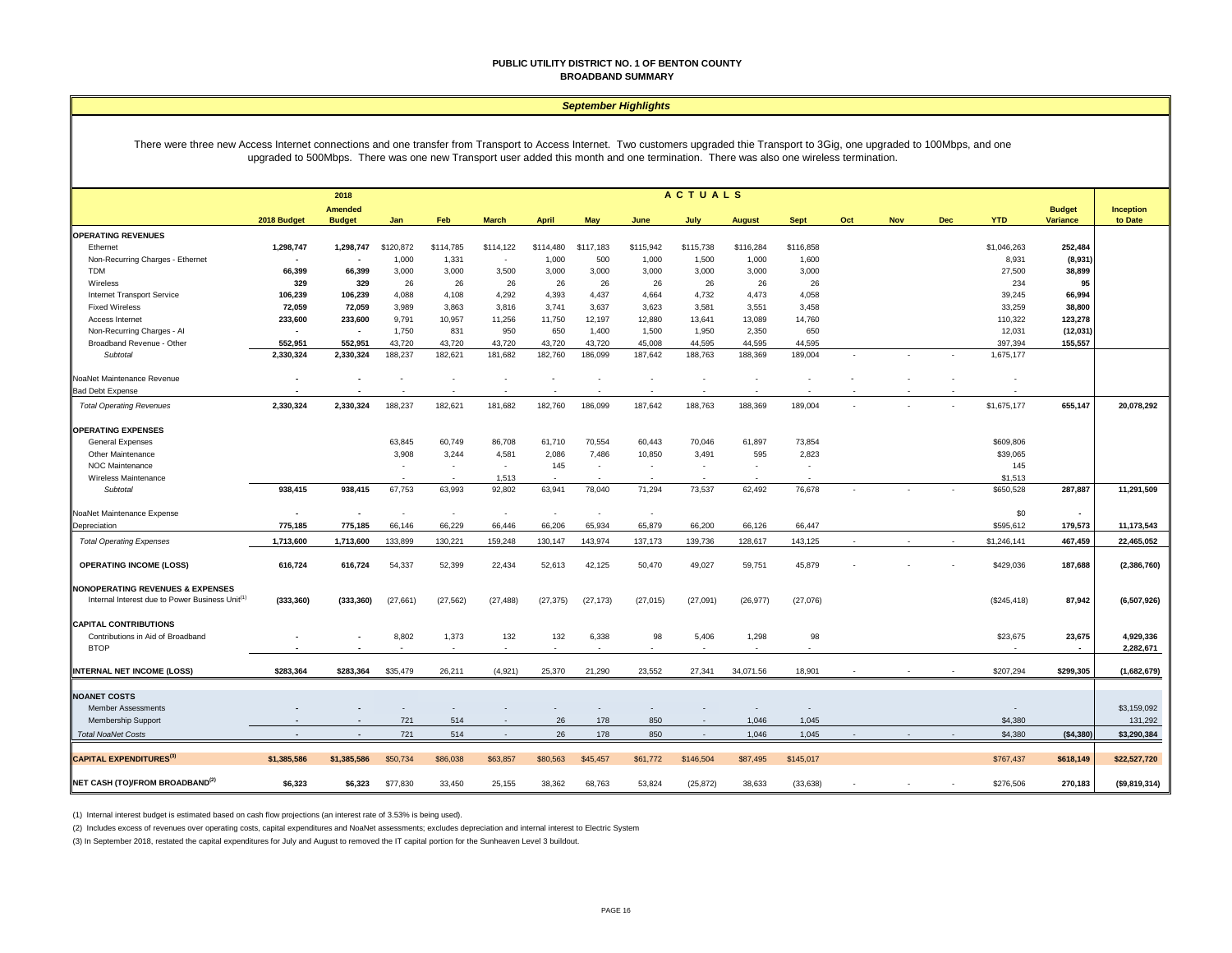# PUBLIC UTILITY DISTRICT NO. 1 OF BENTON COUNTY
## BROADBAND SUMMARY

### *September Highlights*

There were three new Access Internet connections and one transfer from Transport to Access Internet. Two customers upgraded thie Transport to 3Gig, one upgraded to 100Mbps, and one upgraded to 500Mbps. There was one new Transport user added this month and one termination. There was also one wireless termination.

| | 2018 Budget | 2018 Amended Budget | Jan | Feb | March | April | May | June | July | August | Sept | Oct | Nov | Dec | YTD | Budget Variance | Inception to Date |
|---|---|---|---|---|---|---|---|---|---|---|---|---|---|---|---|---|---|
| | | | ACTUALS | | | | | | | | | | | | | | |
| **OPERATING REVENUES** | | | | | | | | | | | | | | | | | |
| Ethernet | 1,298,747 | 1,298,747 | $120,872 | $114,785 | $114,122 | $114,480 | $117,183 | $115,942 | $115,738 | $116,284 | $116,858 | | | | $1,046,263 | 252,484 | |
| Non-Recurring Charges - Ethernet | - | - | 1,000 | 1,331 | - | 1,000 | 500 | 1,000 | 1,500 | 1,000 | 1,600 | | | | 8,931 | (8,931) | |
| TDM | 66,399 | 66,399 | 3,000 | 3,000 | 3,500 | 3,000 | 3,000 | 3,000 | 3,000 | 3,000 | 3,000 | | | | 27,500 | 38,899 | |
| Wireless | 329 | 329 | 26 | 26 | 26 | 26 | 26 | 26 | 26 | 26 | 26 | | | | 234 | 95 | |
| Internet Transport Service | 106,239 | 106,239 | 4,088 | 4,108 | 4,292 | 4,393 | 4,437 | 4,664 | 4,732 | 4,473 | 4,058 | | | | 39,245 | 66,994 | |
| Fixed Wireless | 72,059 | 72,059 | 3,989 | 3,863 | 3,816 | 3,741 | 3,637 | 3,623 | 3,581 | 3,551 | 3,458 | | | | 33,259 | 38,800 | |
| Access Internet | 233,600 | 233,600 | 9,791 | 10,957 | 11,256 | 11,750 | 12,197 | 12,880 | 13,641 | 13,089 | 14,760 | | | | 110,322 | 123,278 | |
| Non-Recurring Charges - AI | - | - | 1,750 | 831 | 950 | 650 | 1,400 | 1,500 | 1,950 | 2,350 | 650 | | | | 12,031 | (12,031) | |
| Broadband Revenue - Other | 552,951 | 552,951 | 43,720 | 43,720 | 43,720 | 43,720 | 43,720 | 45,008 | 44,595 | 44,595 | 44,595 | | | | 397,394 | 155,557 | |
| *Subtotal* | 2,330,324 | 2,330,324 | 188,237 | 182,621 | 181,682 | 182,760 | 186,099 | 187,642 | 188,763 | 188,369 | 189,004 | - | - | - | 1,675,177 | | |
| NoaNet Maintenance Revenue | - | - | - | - | - | - | - | - | - | - | - | - | - | - | - | | |
| Bad Debt Expense | - | - | - | - | - | - | - | - | - | - | - | - | - | - | - | | |
| *Total Operating Revenues* | 2,330,324 | 2,330,324 | 188,237 | 182,621 | 181,682 | 182,760 | 186,099 | 187,642 | 188,763 | 188,369 | 189,004 | - | - | - | $1,675,177 | 655,147 | 20,078,292 |
| **OPERATING EXPENSES** | | | | | | | | | | | | | | | | | |
| General Expenses | | | 63,845 | 60,749 | 86,708 | 61,710 | 70,554 | 60,443 | 70,046 | 61,897 | 73,854 | | | | $609,806 | | |
| Other Maintenance | | | 3,908 | 3,244 | 4,581 | 2,086 | 7,486 | 10,850 | 3,491 | 595 | 2,823 | | | | $39,065 | | |
| NOC Maintenance | | | - | - | - | 145 | - | - | - | - | - | | | | 145 | | |
| Wireless Maintenance | | | - | - | 1,513 | - | - | - | - | - | - | | | | $1,513 | | |
| *Subtotal* | 938,415 | 938,415 | 67,753 | 63,993 | 92,802 | 63,941 | 78,040 | 71,294 | 73,537 | 62,492 | 76,678 | - | - | - | $650,528 | 287,887 | 11,291,509 |
| NoaNet Maintenance Expense | - | - | - | - | - | - | - | - | | | | | | | $0 | - | |
| Depreciation | 775,185 | 775,185 | 66,146 | 66,229 | 66,446 | 66,206 | 65,934 | 65,879 | 66,200 | 66,126 | 66,447 | | | | $595,612 | 179,573 | 11,173,543 |
| *Total Operating Expenses* | 1,713,600 | 1,713,600 | 133,899 | 130,221 | 159,248 | 130,147 | 143,974 | 137,173 | 139,736 | 128,617 | 143,125 | - | - | - | $1,246,141 | 467,459 | 22,465,052 |
| **OPERATING INCOME (LOSS)** | 616,724 | 616,724 | 54,337 | 52,399 | 22,434 | 52,613 | 42,125 | 50,470 | 49,027 | 59,751 | 45,879 | - | - | - | $429,036 | 187,688 | (2,386,760) |
| **NONOPERATING REVENUES & EXPENSES** | | | | | | | | | | | | | | | | | |
| Internal Interest due to Power Business Unit[1] | (333,360) | (333,360) | (27,661) | (27,562) | (27,488) | (27,375) | (27,173) | (27,015) | (27,091) | (26,977) | (27,076) | | | | ($245,418) | 87,942 | (6,507,926) |
| **CAPITAL CONTRIBUTIONS** | | | | | | | | | | | | | | | | | |
| Contributions in Aid of Broadband | - | - | 8,802 | 1,373 | 132 | 132 | 6,338 | 98 | 5,406 | 1,298 | 98 | | | | $23,675 | 23,675 | 4,929,336 |
| BTOP | - | - | - | - | - | - | - | - | - | - | - | | | | - | - | 2,282,671 |
| **INTERNAL NET INCOME (LOSS)** | $283,364 | $283,364 | $35,479 | 26,211 | (4,921) | 25,370 | 21,290 | 23,552 | 27,341 | 34,071.56 | 18,901 | - | - | - | $207,294 | $299,305 | (1,682,679) |
| **NOANET COSTS** | | | | | | | | | | | | | | | | | |
| Member Assessments | - | - | - | - | - | - | - | - | - | - | - | | | | - | | $3,159,092 |
| Membership Support | - | - | 721 | 514 | - | 26 | 178 | 850 | - | 1,046 | 1,045 | | | | $4,380 | | 131,292 |
| *Total NoaNet Costs* | - | - | 721 | 514 | - | 26 | 178 | 850 | - | 1,046 | 1,045 | - | - | - | $4,380 | ($4,380) | $3,290,384 |
| **CAPITAL EXPENDITURES[3]** | $1,385,586 | $1,385,586 | $50,734 | $86,038 | $63,857 | $80,563 | $45,457 | $61,772 | $146,504 | $87,495 | $145,017 | | | | $767,437 | $618,149 | $22,527,720 |
| **NET CASH (TO)/FROM BROADBAND[2]** | $6,323 | $6,323 | $77,830 | 33,450 | 25,155 | 38,362 | 68,763 | 53,824 | (25,872) | 38,633 | (33,638) | - | - | - | $276,506 | 270,183 | ($9,819,314) |

(1) Internal interest budget is estimated based on cash flow projections (an interest rate of 3.53% is being used).

(2) Includes excess of revenues over operating costs, capital expenditures and NoaNet assessments; excludes depreciation and internal interest to Electric System

(3) In September 2018, restated the capital expenditures for July and August to removed the IT capital portion for the Sunheaven Level 3 buildout.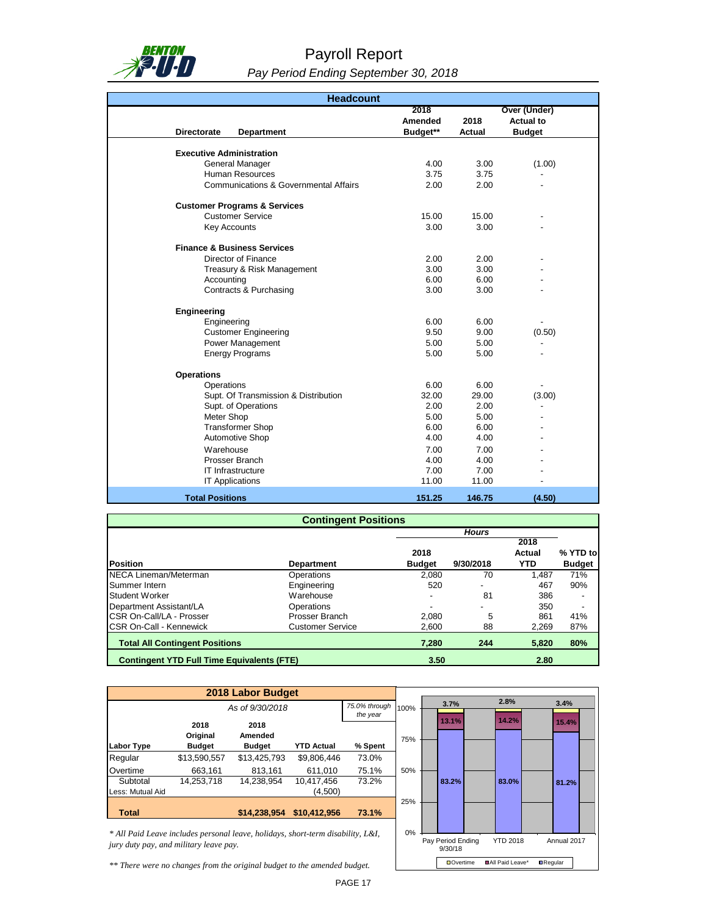# Payroll Report

*Pay Period Ending September 30, 2018*

BENTON P·U·D

## Headcount

| Directorate / Department | 2018 Amended Budget** | 2018 Actual | Over (Under) Actual to Budget |
|---|---|---|---|
| **Executive Administration** | | | |
| General Manager | 4.00 | 3.00 | (1.00) |
| Human Resources | 3.75 | 3.75 | - |
| Communications & Governmental Affairs | 2.00 | 2.00 | - |
| **Customer Programs & Services** | | | |
| Customer Service | 15.00 | 15.00 | - |
| Key Accounts | 3.00 | 3.00 | - |
| **Finance & Business Services** | | | |
| Director of Finance | 2.00 | 2.00 | - |
| Treasury & Risk Management | 3.00 | 3.00 | - |
| Accounting | 6.00 | 6.00 | - |
| Contracts & Purchasing | 3.00 | 3.00 | - |
| **Engineering** | | | |
| Engineering | 6.00 | 6.00 | - |
| Customer Engineering | 9.50 | 9.00 | (0.50) |
| Power Management | 5.00 | 5.00 | - |
| Energy Programs | 5.00 | 5.00 | - |
| **Operations** | | | |
| Operations | 6.00 | 6.00 | - |
| Supt. Of Transmission & Distribution | 32.00 | 29.00 | (3.00) |
| Supt. of Operations | 2.00 | 2.00 | - |
| Meter Shop | 5.00 | 5.00 | - |
| Transformer Shop | 6.00 | 6.00 | - |
| Automotive Shop | 4.00 | 4.00 | - |
| Warehouse | 7.00 | 7.00 | - |
| Prosser Branch | 4.00 | 4.00 | - |
| IT Infrastructure | 7.00 | 7.00 | - |
| IT Applications | 11.00 | 11.00 | - |
| **Total Positions** | **151.25** | **146.75** | **(4.50)** |

## Contingent Positions

| Position | Department | Hours: 2018 Budget | Hours: 9/30/2018 | Hours: 2018 Actual YTD | % YTD to Budget |
|---|---|---|---|---|---|
| NECA Lineman/Meterman | Operations | 2,080 | 70 | 1,487 | 71% |
| Summer Intern | Engineering | 520 | - | 467 | 90% |
| Student Worker | Warehouse | - | 81 | 386 | - |
| Department Assistant/LA | Operations | - | - | 350 | - |
| CSR On-Call/LA - Prosser | Prosser Branch | 2,080 | 5 | 861 | 41% |
| CSR On-Call - Kennewick | Customer Service | 2,600 | 88 | 2,269 | 87% |
| **Total All Contingent Positions** | | **7,280** | **244** | **5,820** | **80%** |
| **Contingent YTD Full Time Equivalents (FTE)** | | **3.50** | | **2.80** | |

## 2018 Labor Budget

| Labor Type | 2018 Original Budget | 2018 Amended Budget | YTD Actual (As of 9/30/2018) | % Spent (75.0% through the year) |
|---|---|---|---|---|
| Regular | $13,590,557 | $13,425,793 | $9,806,446 | 73.0% |
| Overtime | 663,161 | 813,161 | 611,010 | 75.1% |
| Subtotal | 14,253,718 | 14,238,954 | 10,417,456 | 73.2% |
| Less: Mutual Aid | | | (4,500) | |
| **Total** | | **$14,238,954** | **$10,412,956** | **73.1%** |

100%
75%
50%
25%
0%
Pay Period Ending 9/30/18: 3.7% 13.1% 83.2%
YTD 2018: 2.8% 14.2% 83.0%
Annual 2017: 3.4% 15.4% 81.2%
Overtime
All Paid Leave*
Regular

*\* All Paid Leave includes personal leave, holidays, short-term disability, L&I, jury duty pay, and military leave pay.*

*\*\* There were no changes from the original budget to the amended budget.*